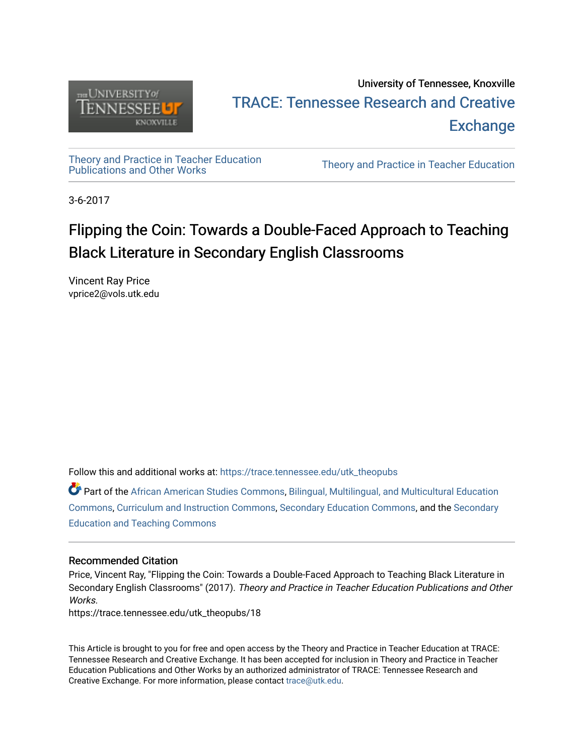University of Tennessee, Knoxville

TRACE: Tennessee Research and Creative Exchange

Theory and Practice in Teacher Education Publications and Other Works

Theory and Practice in Teacher Education

3-6-2017

# Flipping the Coin: Towards a Double-Faced Approach to Teaching Black Literature in Secondary English Classrooms

Vincent Ray Price
vprice2@vols.utk.edu

Follow this and additional works at: https://trace.tennessee.edu/utk_theopubs

Part of the African American Studies Commons, Bilingual, Multilingual, and Multicultural Education Commons, Curriculum and Instruction Commons, Secondary Education Commons, and the Secondary Education and Teaching Commons

### Recommended Citation

Price, Vincent Ray, "Flipping the Coin: Towards a Double-Faced Approach to Teaching Black Literature in Secondary English Classrooms" (2017). *Theory and Practice in Teacher Education Publications and Other Works.*
https://trace.tennessee.edu/utk_theopubs/18

This Article is brought to you for free and open access by the Theory and Practice in Teacher Education at TRACE: Tennessee Research and Creative Exchange. It has been accepted for inclusion in Theory and Practice in Teacher Education Publications and Other Works by an authorized administrator of TRACE: Tennessee Research and Creative Exchange. For more information, please contact trace@utk.edu.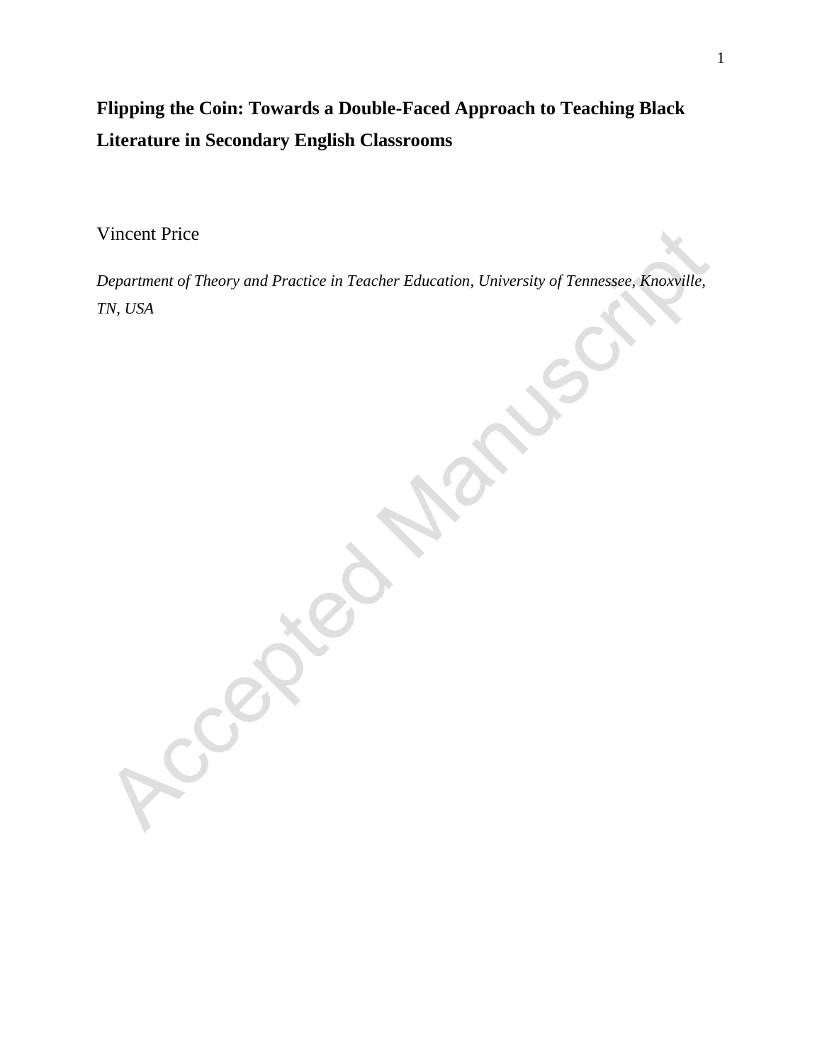# Flipping the Coin: Towards a Double-Faced Approach to Teaching Black Literature in Secondary English Classrooms

Vincent Price

*Department of Theory and Practice in Teacher Education, University of Tennessee, Knoxville, TN, USA*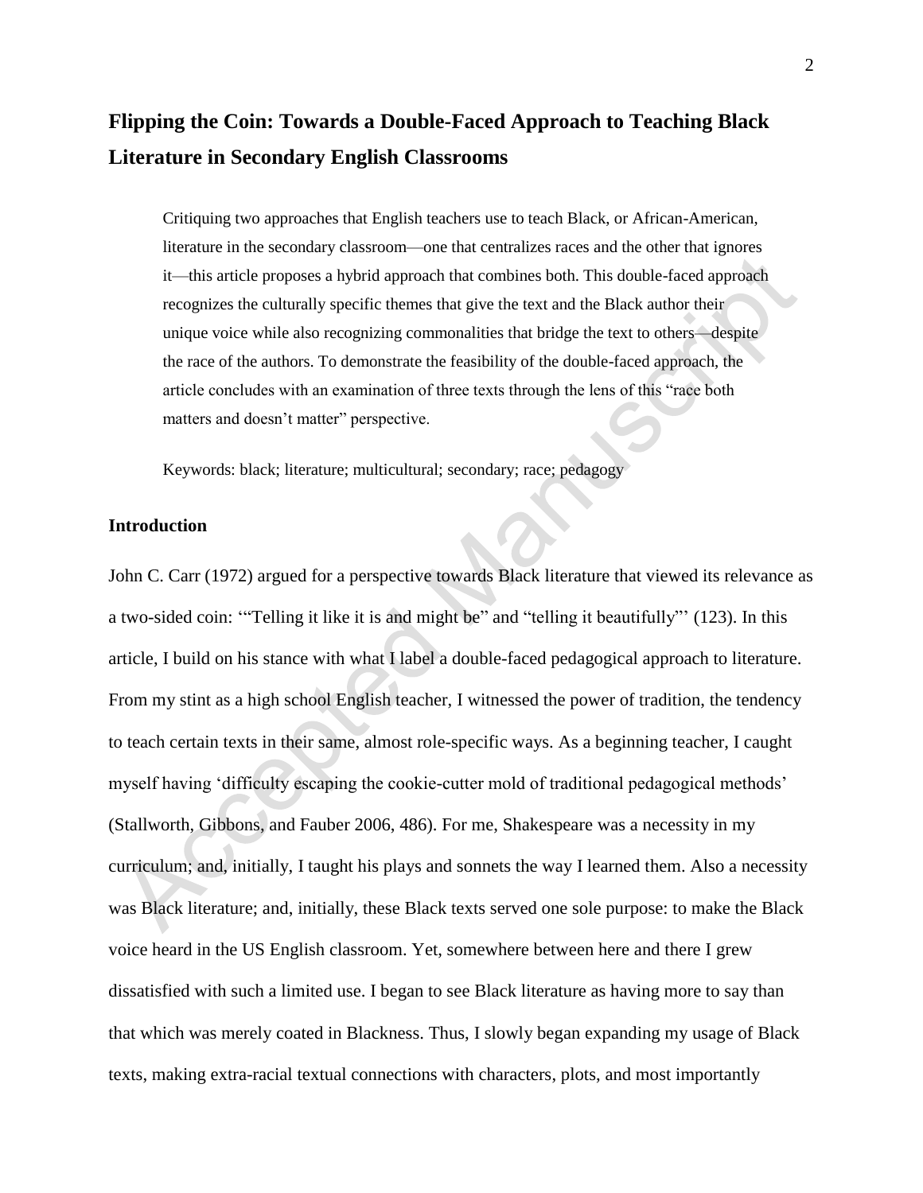# Flipping the Coin: Towards a Double-Faced Approach to Teaching Black Literature in Secondary English Classrooms

> Critiquing two approaches that English teachers use to teach Black, or African-American, literature in the secondary classroom—one that centralizes races and the other that ignores it—this article proposes a hybrid approach that combines both. This double-faced approach recognizes the culturally specific themes that give the text and the Black author their unique voice while also recognizing commonalities that bridge the text to others—despite the race of the authors. To demonstrate the feasibility of the double-faced approach, the article concludes with an examination of three texts through the lens of this "race both matters and doesn't matter" perspective.
>
> Keywords: black; literature; multicultural; secondary; race; pedagogy

## Introduction

John C. Carr (1972) argued for a perspective towards Black literature that viewed its relevance as a two-sided coin: '"Telling it like it is and might be" and "telling it beautifully"' (123). In this article, I build on his stance with what I label a double-faced pedagogical approach to literature. From my stint as a high school English teacher, I witnessed the power of tradition, the tendency to teach certain texts in their same, almost role-specific ways. As a beginning teacher, I caught myself having 'difficulty escaping the cookie-cutter mold of traditional pedagogical methods' (Stallworth, Gibbons, and Fauber 2006, 486). For me, Shakespeare was a necessity in my curriculum; and, initially, I taught his plays and sonnets the way I learned them. Also a necessity was Black literature; and, initially, these Black texts served one sole purpose: to make the Black voice heard in the US English classroom. Yet, somewhere between here and there I grew dissatisfied with such a limited use. I began to see Black literature as having more to say than that which was merely coated in Blackness. Thus, I slowly began expanding my usage of Black texts, making extra-racial textual connections with characters, plots, and most importantly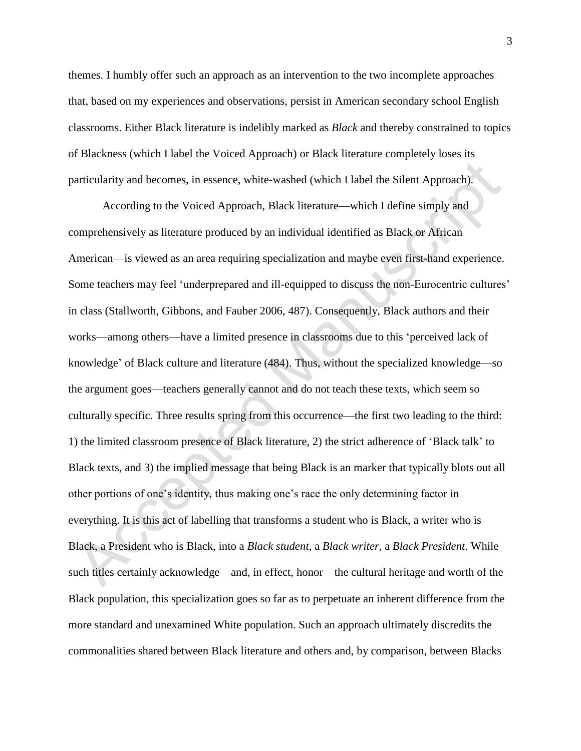themes. I humbly offer such an approach as an intervention to the two incomplete approaches that, based on my experiences and observations, persist in American secondary school English classrooms. Either Black literature is indelibly marked as *Black* and thereby constrained to topics of Blackness (which I label the Voiced Approach) or Black literature completely loses its particularity and becomes, in essence, white-washed (which I label the Silent Approach).

According to the Voiced Approach, Black literature—which I define simply and comprehensively as literature produced by an individual identified as Black or African American—is viewed as an area requiring specialization and maybe even first-hand experience. Some teachers may feel 'underprepared and ill-equipped to discuss the non-Eurocentric cultures' in class (Stallworth, Gibbons, and Fauber 2006, 487). Consequently, Black authors and their works—among others—have a limited presence in classrooms due to this 'perceived lack of knowledge' of Black culture and literature (484). Thus, without the specialized knowledge—so the argument goes—teachers generally cannot and do not teach these texts, which seem so culturally specific. Three results spring from this occurrence—the first two leading to the third: 1) the limited classroom presence of Black literature, 2) the strict adherence of 'Black talk' to Black texts, and 3) the implied message that being Black is an marker that typically blots out all other portions of one's identity, thus making one's race the only determining factor in everything. It is this act of labelling that transforms a student who is Black, a writer who is Black, a President who is Black, into a *Black student*, a *Black writer*, a *Black President*. While such titles certainly acknowledge—and, in effect, honor—the cultural heritage and worth of the Black population, this specialization goes so far as to perpetuate an inherent difference from the more standard and unexamined White population. Such an approach ultimately discredits the commonalities shared between Black literature and others and, by comparison, between Blacks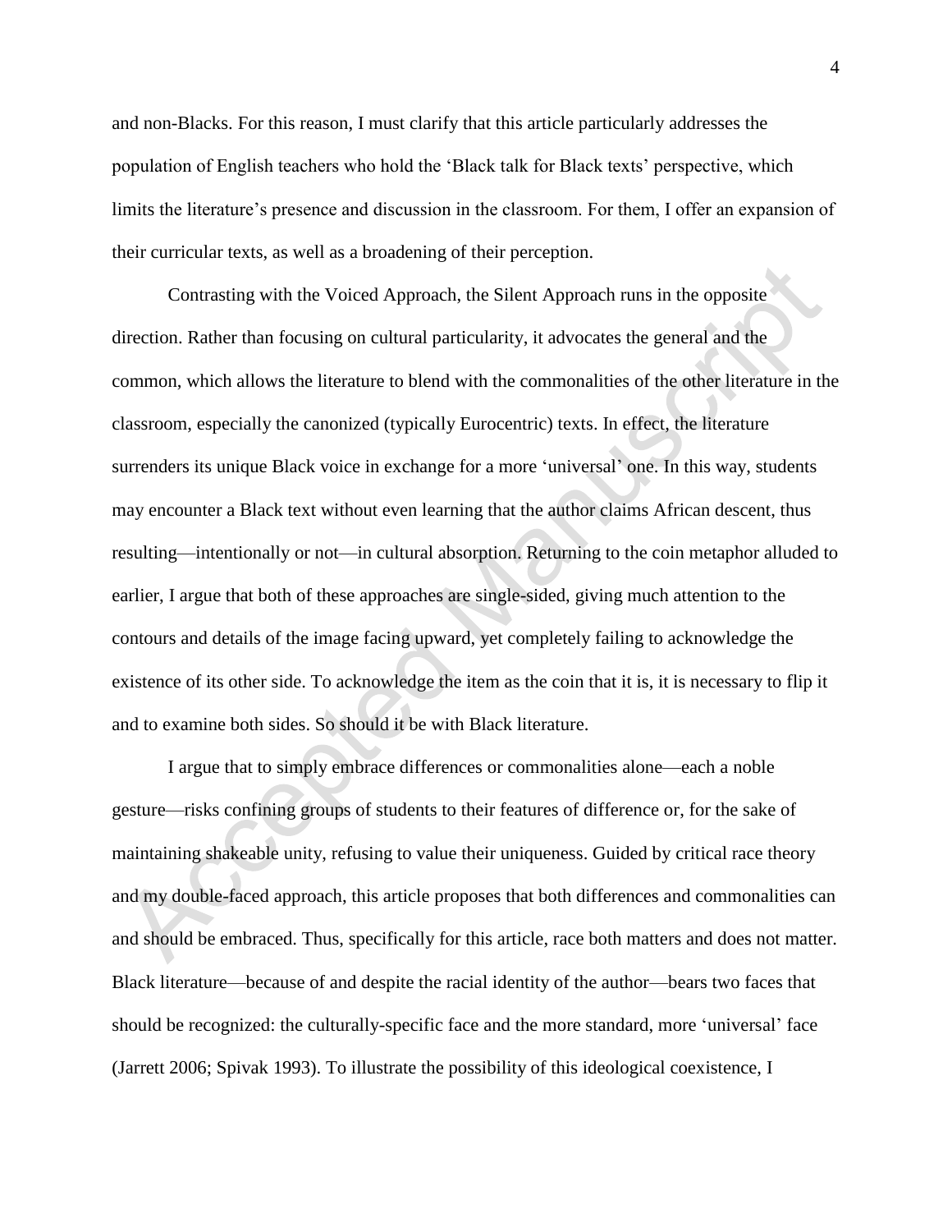and non-Blacks. For this reason, I must clarify that this article particularly addresses the population of English teachers who hold the 'Black talk for Black texts' perspective, which limits the literature's presence and discussion in the classroom. For them, I offer an expansion of their curricular texts, as well as a broadening of their perception.

Contrasting with the Voiced Approach, the Silent Approach runs in the opposite direction. Rather than focusing on cultural particularity, it advocates the general and the common, which allows the literature to blend with the commonalities of the other literature in the classroom, especially the canonized (typically Eurocentric) texts. In effect, the literature surrenders its unique Black voice in exchange for a more 'universal' one. In this way, students may encounter a Black text without even learning that the author claims African descent, thus resulting—intentionally or not—in cultural absorption. Returning to the coin metaphor alluded to earlier, I argue that both of these approaches are single-sided, giving much attention to the contours and details of the image facing upward, yet completely failing to acknowledge the existence of its other side. To acknowledge the item as the coin that it is, it is necessary to flip it and to examine both sides. So should it be with Black literature.

I argue that to simply embrace differences or commonalities alone—each a noble gesture—risks confining groups of students to their features of difference or, for the sake of maintaining shakeable unity, refusing to value their uniqueness. Guided by critical race theory and my double-faced approach, this article proposes that both differences and commonalities can and should be embraced. Thus, specifically for this article, race both matters and does not matter. Black literature—because of and despite the racial identity of the author—bears two faces that should be recognized: the culturally-specific face and the more standard, more 'universal' face (Jarrett 2006; Spivak 1993). To illustrate the possibility of this ideological coexistence, I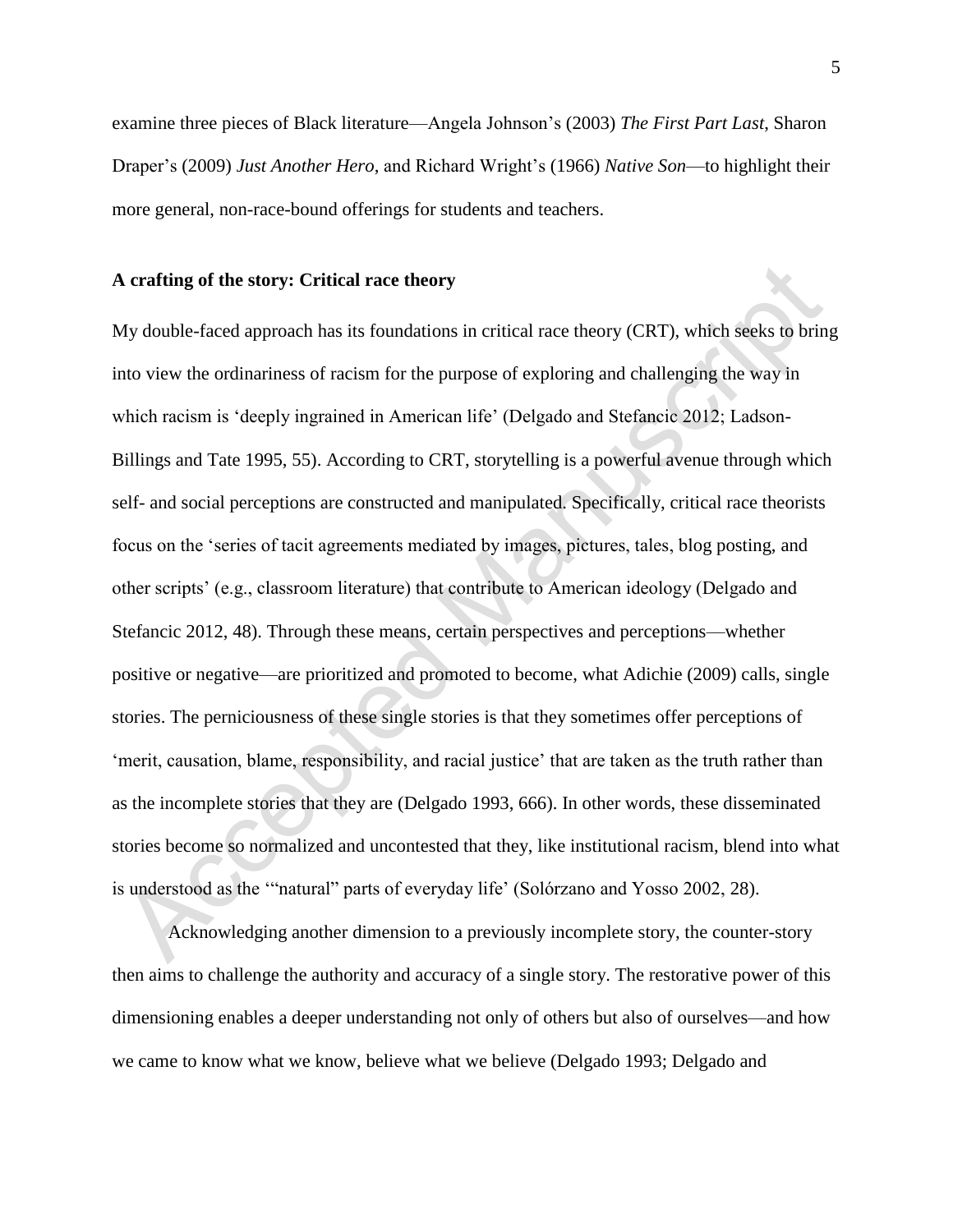examine three pieces of Black literature—Angela Johnson's (2003) *The First Part Last*, Sharon Draper's (2009) *Just Another Hero*, and Richard Wright's (1966) *Native Son*—to highlight their more general, non-race-bound offerings for students and teachers.

## A crafting of the story: Critical race theory

My double-faced approach has its foundations in critical race theory (CRT), which seeks to bring into view the ordinariness of racism for the purpose of exploring and challenging the way in which racism is 'deeply ingrained in American life' (Delgado and Stefancic 2012; Ladson-Billings and Tate 1995, 55). According to CRT, storytelling is a powerful avenue through which self- and social perceptions are constructed and manipulated. Specifically, critical race theorists focus on the 'series of tacit agreements mediated by images, pictures, tales, blog posting, and other scripts' (e.g., classroom literature) that contribute to American ideology (Delgado and Stefancic 2012, 48). Through these means, certain perspectives and perceptions—whether positive or negative—are prioritized and promoted to become, what Adichie (2009) calls, single stories. The perniciousness of these single stories is that they sometimes offer perceptions of 'merit, causation, blame, responsibility, and racial justice' that are taken as the truth rather than as the incomplete stories that they are (Delgado 1993, 666). In other words, these disseminated stories become so normalized and uncontested that they, like institutional racism, blend into what is understood as the '"natural" parts of everyday life' (Solórzano and Yosso 2002, 28).

Acknowledging another dimension to a previously incomplete story, the counter-story then aims to challenge the authority and accuracy of a single story. The restorative power of this dimensioning enables a deeper understanding not only of others but also of ourselves—and how we came to know what we know, believe what we believe (Delgado 1993; Delgado and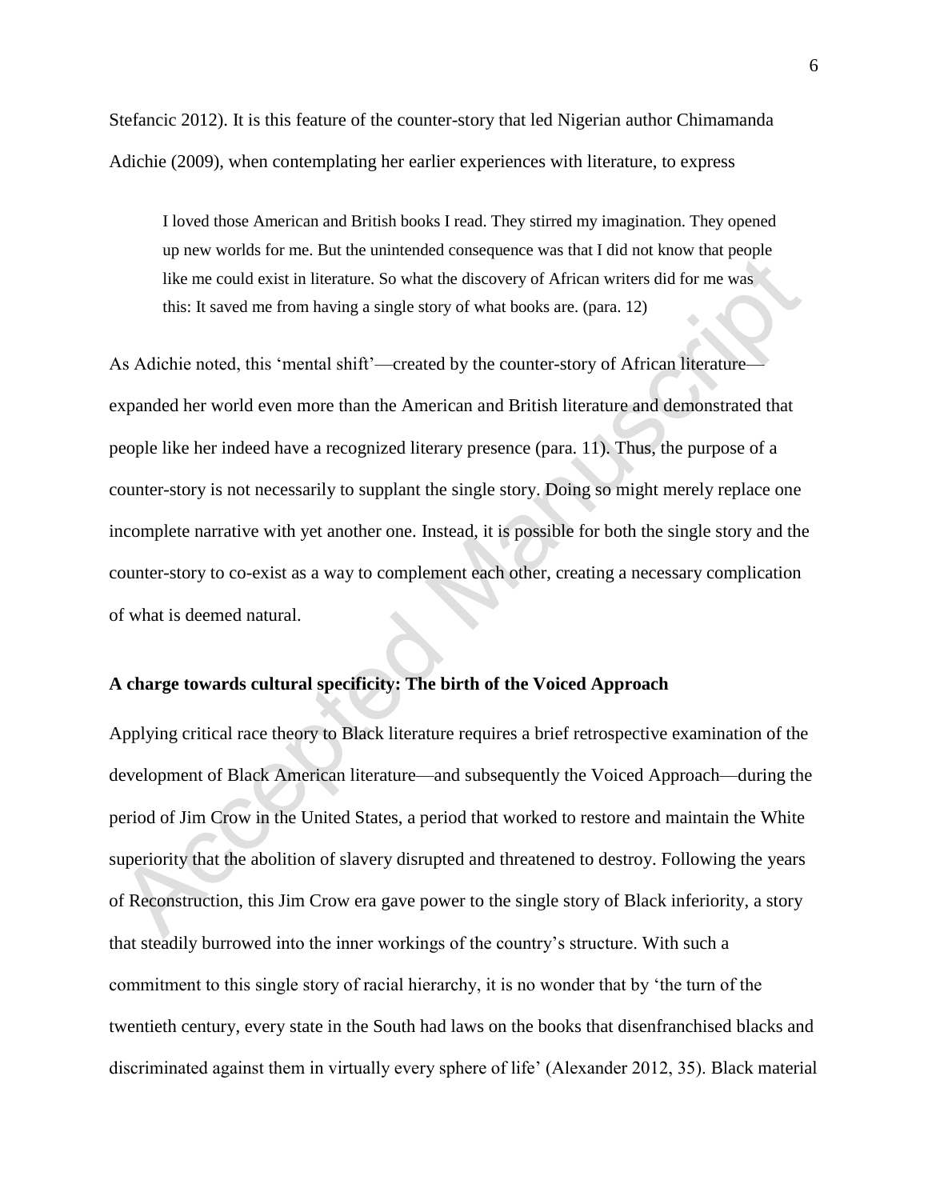Stefancic 2012). It is this feature of the counter-story that led Nigerian author Chimamanda Adichie (2009), when contemplating her earlier experiences with literature, to express

> I loved those American and British books I read. They stirred my imagination. They opened up new worlds for me. But the unintended consequence was that I did not know that people like me could exist in literature. So what the discovery of African writers did for me was this: It saved me from having a single story of what books are. (para. 12)

As Adichie noted, this 'mental shift'—created by the counter-story of African literature—expanded her world even more than the American and British literature and demonstrated that people like her indeed have a recognized literary presence (para. 11). Thus, the purpose of a counter-story is not necessarily to supplant the single story. Doing so might merely replace one incomplete narrative with yet another one. Instead, it is possible for both the single story and the counter-story to co-exist as a way to complement each other, creating a necessary complication of what is deemed natural.

## A charge towards cultural specificity: The birth of the Voiced Approach

Applying critical race theory to Black literature requires a brief retrospective examination of the development of Black American literature—and subsequently the Voiced Approach—during the period of Jim Crow in the United States, a period that worked to restore and maintain the White superiority that the abolition of slavery disrupted and threatened to destroy. Following the years of Reconstruction, this Jim Crow era gave power to the single story of Black inferiority, a story that steadily burrowed into the inner workings of the country's structure. With such a commitment to this single story of racial hierarchy, it is no wonder that by 'the turn of the twentieth century, every state in the South had laws on the books that disenfranchised blacks and discriminated against them in virtually every sphere of life' (Alexander 2012, 35). Black material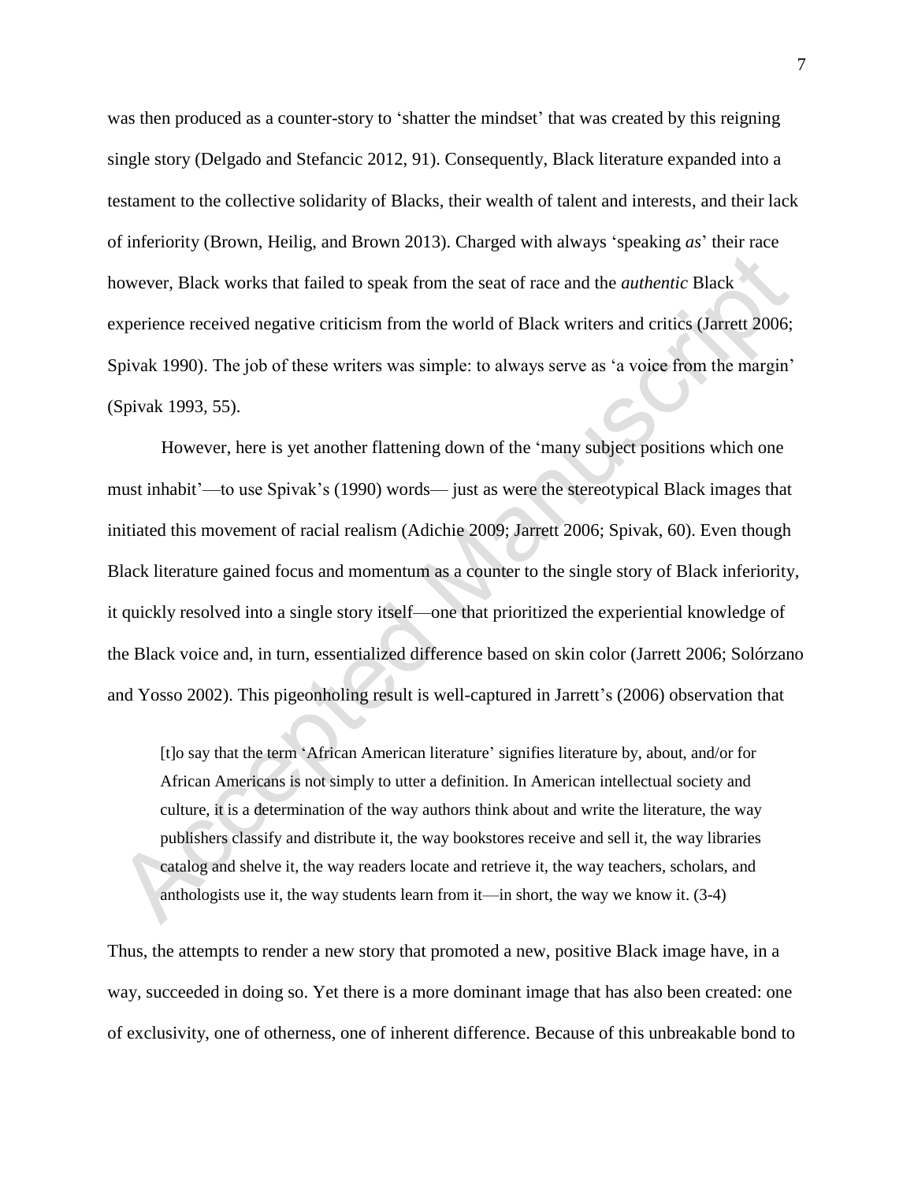was then produced as a counter-story to 'shatter the mindset' that was created by this reigning single story (Delgado and Stefancic 2012, 91). Consequently, Black literature expanded into a testament to the collective solidarity of Blacks, their wealth of talent and interests, and their lack of inferiority (Brown, Heilig, and Brown 2013). Charged with always 'speaking *as*' their race however, Black works that failed to speak from the seat of race and the *authentic* Black experience received negative criticism from the world of Black writers and critics (Jarrett 2006; Spivak 1990). The job of these writers was simple: to always serve as 'a voice from the margin' (Spivak 1993, 55).

However, here is yet another flattening down of the 'many subject positions which one must inhabit'—to use Spivak's (1990) words— just as were the stereotypical Black images that initiated this movement of racial realism (Adichie 2009; Jarrett 2006; Spivak, 60). Even though Black literature gained focus and momentum as a counter to the single story of Black inferiority, it quickly resolved into a single story itself—one that prioritized the experiential knowledge of the Black voice and, in turn, essentialized difference based on skin color (Jarrett 2006; Solórzano and Yosso 2002). This pigeonholing result is well-captured in Jarrett's (2006) observation that

> [t]o say that the term 'African American literature' signifies literature by, about, and/or for African Americans is not simply to utter a definition. In American intellectual society and culture, it is a determination of the way authors think about and write the literature, the way publishers classify and distribute it, the way bookstores receive and sell it, the way libraries catalog and shelve it, the way readers locate and retrieve it, the way teachers, scholars, and anthologists use it, the way students learn from it—in short, the way we know it. (3-4)

Thus, the attempts to render a new story that promoted a new, positive Black image have, in a way, succeeded in doing so. Yet there is a more dominant image that has also been created: one of exclusivity, one of otherness, one of inherent difference. Because of this unbreakable bond to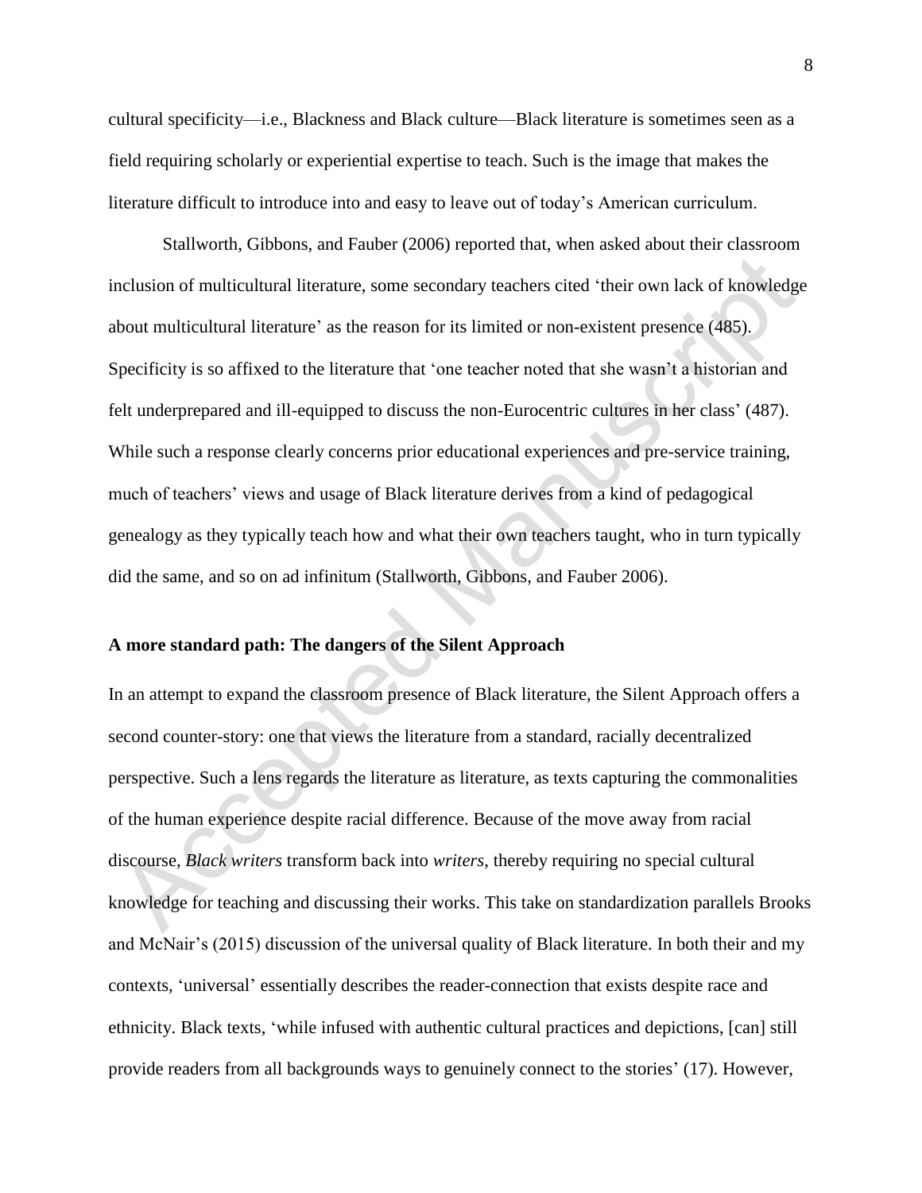cultural specificity—i.e., Blackness and Black culture—Black literature is sometimes seen as a field requiring scholarly or experiential expertise to teach. Such is the image that makes the literature difficult to introduce into and easy to leave out of today's American curriculum.

Stallworth, Gibbons, and Fauber (2006) reported that, when asked about their classroom inclusion of multicultural literature, some secondary teachers cited 'their own lack of knowledge about multicultural literature' as the reason for its limited or non-existent presence (485). Specificity is so affixed to the literature that 'one teacher noted that she wasn't a historian and felt underprepared and ill-equipped to discuss the non-Eurocentric cultures in her class' (487). While such a response clearly concerns prior educational experiences and pre-service training, much of teachers' views and usage of Black literature derives from a kind of pedagogical genealogy as they typically teach how and what their own teachers taught, who in turn typically did the same, and so on ad infinitum (Stallworth, Gibbons, and Fauber 2006).

**A more standard path: The dangers of the Silent Approach**

In an attempt to expand the classroom presence of Black literature, the Silent Approach offers a second counter-story: one that views the literature from a standard, racially decentralized perspective. Such a lens regards the literature as literature, as texts capturing the commonalities of the human experience despite racial difference. Because of the move away from racial discourse, *Black writers* transform back into *writers*, thereby requiring no special cultural knowledge for teaching and discussing their works. This take on standardization parallels Brooks and McNair's (2015) discussion of the universal quality of Black literature. In both their and my contexts, 'universal' essentially describes the reader-connection that exists despite race and ethnicity. Black texts, 'while infused with authentic cultural practices and depictions, [can] still provide readers from all backgrounds ways to genuinely connect to the stories' (17). However,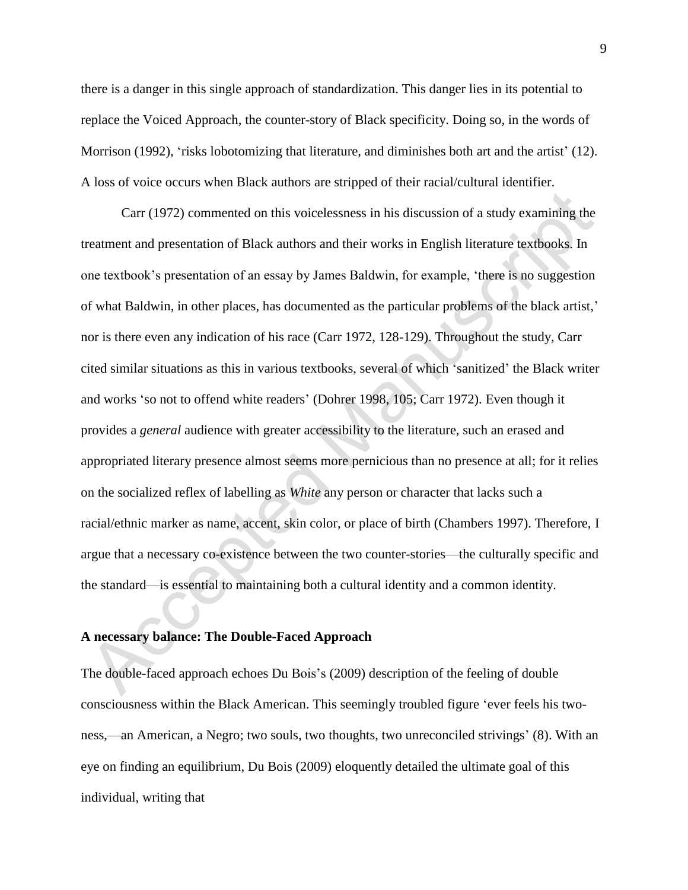there is a danger in this single approach of standardization. This danger lies in its potential to replace the Voiced Approach, the counter-story of Black specificity. Doing so, in the words of Morrison (1992), 'risks lobotomizing that literature, and diminishes both art and the artist' (12). A loss of voice occurs when Black authors are stripped of their racial/cultural identifier.

Carr (1972) commented on this voicelessness in his discussion of a study examining the treatment and presentation of Black authors and their works in English literature textbooks. In one textbook's presentation of an essay by James Baldwin, for example, 'there is no suggestion of what Baldwin, in other places, has documented as the particular problems of the black artist,' nor is there even any indication of his race (Carr 1972, 128-129). Throughout the study, Carr cited similar situations as this in various textbooks, several of which 'sanitized' the Black writer and works 'so not to offend white readers' (Dohrer 1998, 105; Carr 1972). Even though it provides a *general* audience with greater accessibility to the literature, such an erased and appropriated literary presence almost seems more pernicious than no presence at all; for it relies on the socialized reflex of labelling as *White* any person or character that lacks such a racial/ethnic marker as name, accent, skin color, or place of birth (Chambers 1997). Therefore, I argue that a necessary co-existence between the two counter-stories—the culturally specific and the standard—is essential to maintaining both a cultural identity and a common identity.

## A necessary balance: The Double-Faced Approach

The double-faced approach echoes Du Bois's (2009) description of the feeling of double consciousness within the Black American. This seemingly troubled figure 'ever feels his two-ness,—an American, a Negro; two souls, two thoughts, two unreconciled strivings' (8). With an eye on finding an equilibrium, Du Bois (2009) eloquently detailed the ultimate goal of this individual, writing that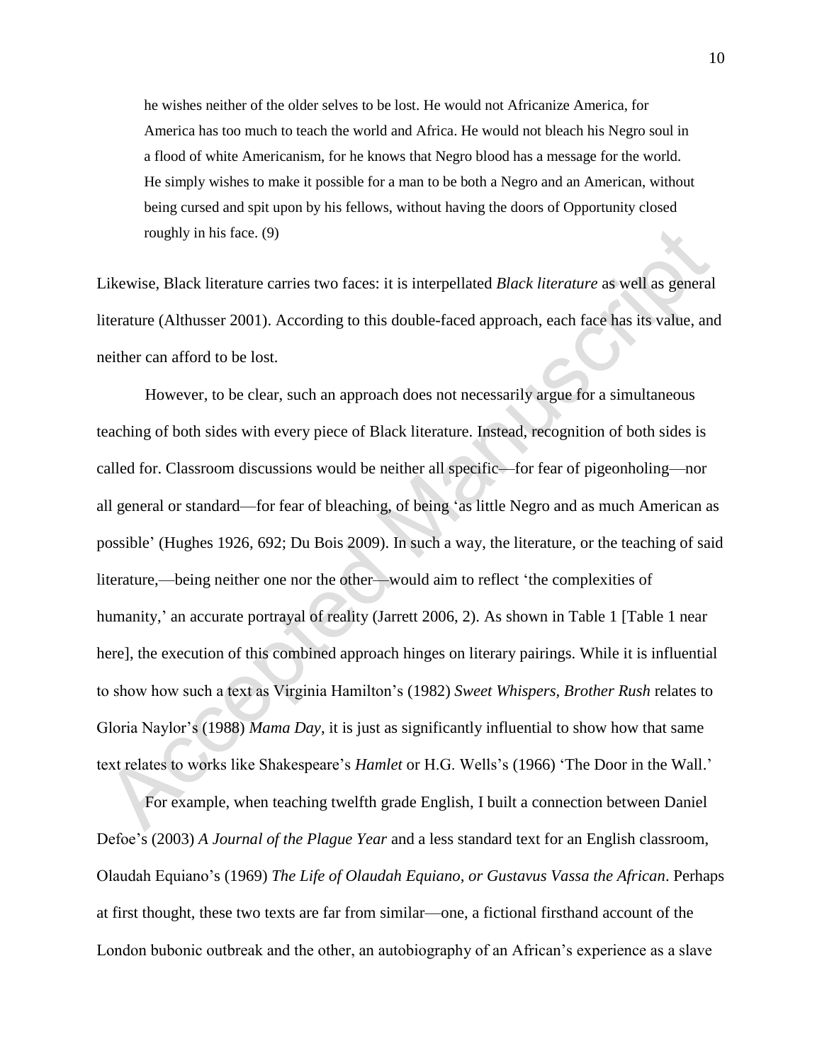> he wishes neither of the older selves to be lost. He would not Africanize America, for America has too much to teach the world and Africa. He would not bleach his Negro soul in a flood of white Americanism, for he knows that Negro blood has a message for the world. He simply wishes to make it possible for a man to be both a Negro and an American, without being cursed and spit upon by his fellows, without having the doors of Opportunity closed roughly in his face. (9)

Likewise, Black literature carries two faces: it is interpellated *Black literature* as well as general literature (Althusser 2001). According to this double-faced approach, each face has its value, and neither can afford to be lost.

However, to be clear, such an approach does not necessarily argue for a simultaneous teaching of both sides with every piece of Black literature. Instead, recognition of both sides is called for. Classroom discussions would be neither all specific—for fear of pigeonholing—nor all general or standard—for fear of bleaching, of being 'as little Negro and as much American as possible' (Hughes 1926, 692; Du Bois 2009). In such a way, the literature, or the teaching of said literature,—being neither one nor the other—would aim to reflect 'the complexities of humanity,' an accurate portrayal of reality (Jarrett 2006, 2). As shown in Table 1 [Table 1 near here], the execution of this combined approach hinges on literary pairings. While it is influential to show how such a text as Virginia Hamilton's (1982) *Sweet Whispers, Brother Rush* relates to Gloria Naylor's (1988) *Mama Day*, it is just as significantly influential to show how that same text relates to works like Shakespeare's *Hamlet* or H.G. Wells's (1966) 'The Door in the Wall.'

For example, when teaching twelfth grade English, I built a connection between Daniel Defoe's (2003) *A Journal of the Plague Year* and a less standard text for an English classroom, Olaudah Equiano's (1969) *The Life of Olaudah Equiano, or Gustavus Vassa the African*. Perhaps at first thought, these two texts are far from similar—one, a fictional firsthand account of the London bubonic outbreak and the other, an autobiography of an African's experience as a slave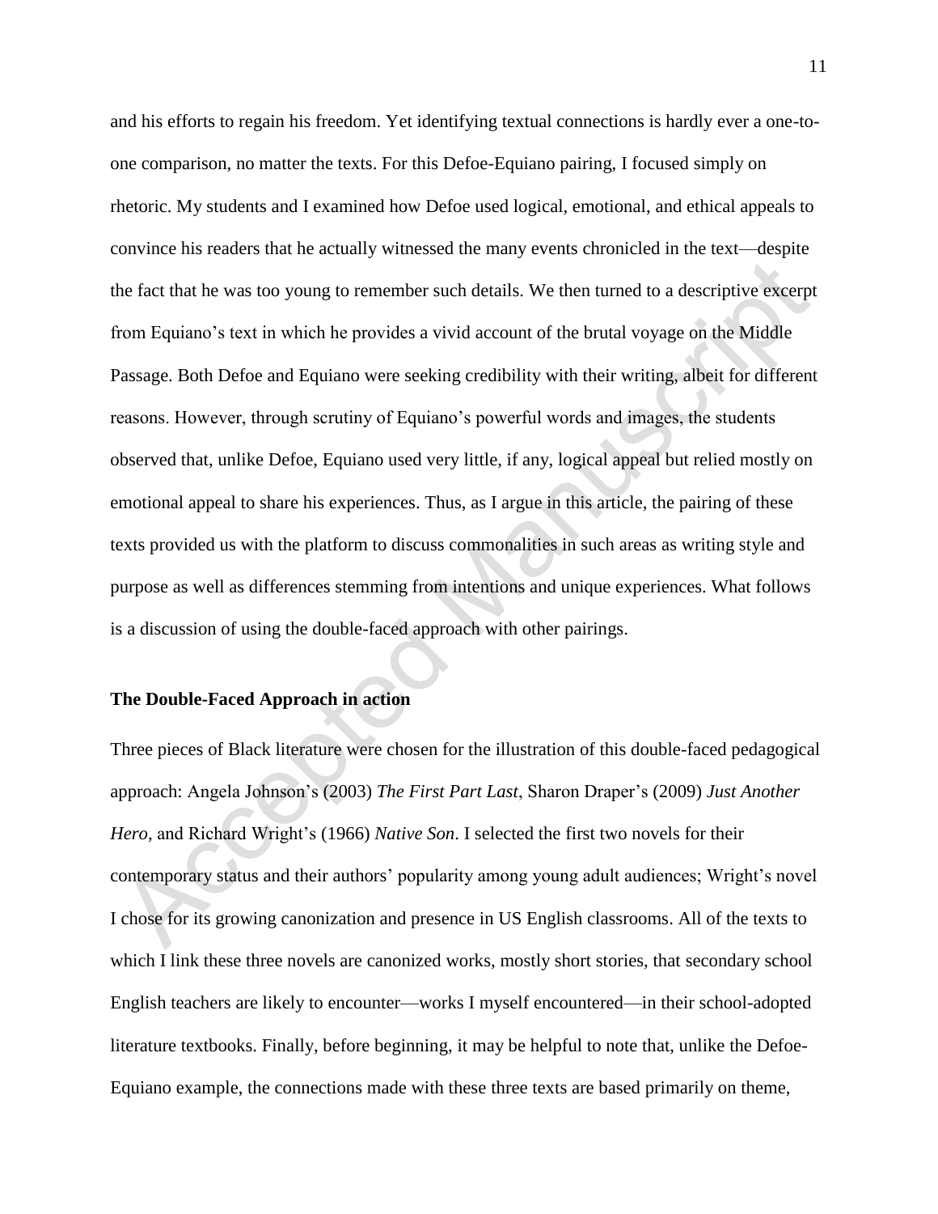and his efforts to regain his freedom. Yet identifying textual connections is hardly ever a one-to-one comparison, no matter the texts. For this Defoe-Equiano pairing, I focused simply on rhetoric. My students and I examined how Defoe used logical, emotional, and ethical appeals to convince his readers that he actually witnessed the many events chronicled in the text—despite the fact that he was too young to remember such details. We then turned to a descriptive excerpt from Equiano's text in which he provides a vivid account of the brutal voyage on the Middle Passage. Both Defoe and Equiano were seeking credibility with their writing, albeit for different reasons. However, through scrutiny of Equiano's powerful words and images, the students observed that, unlike Defoe, Equiano used very little, if any, logical appeal but relied mostly on emotional appeal to share his experiences. Thus, as I argue in this article, the pairing of these texts provided us with the platform to discuss commonalities in such areas as writing style and purpose as well as differences stemming from intentions and unique experiences. What follows is a discussion of using the double-faced approach with other pairings.

**The Double-Faced Approach in action**

Three pieces of Black literature were chosen for the illustration of this double-faced pedagogical approach: Angela Johnson's (2003) *The First Part Last*, Sharon Draper's (2009) *Just Another Hero*, and Richard Wright's (1966) *Native Son*. I selected the first two novels for their contemporary status and their authors' popularity among young adult audiences; Wright's novel I chose for its growing canonization and presence in US English classrooms. All of the texts to which I link these three novels are canonized works, mostly short stories, that secondary school English teachers are likely to encounter—works I myself encountered—in their school-adopted literature textbooks. Finally, before beginning, it may be helpful to note that, unlike the Defoe-Equiano example, the connections made with these three texts are based primarily on theme,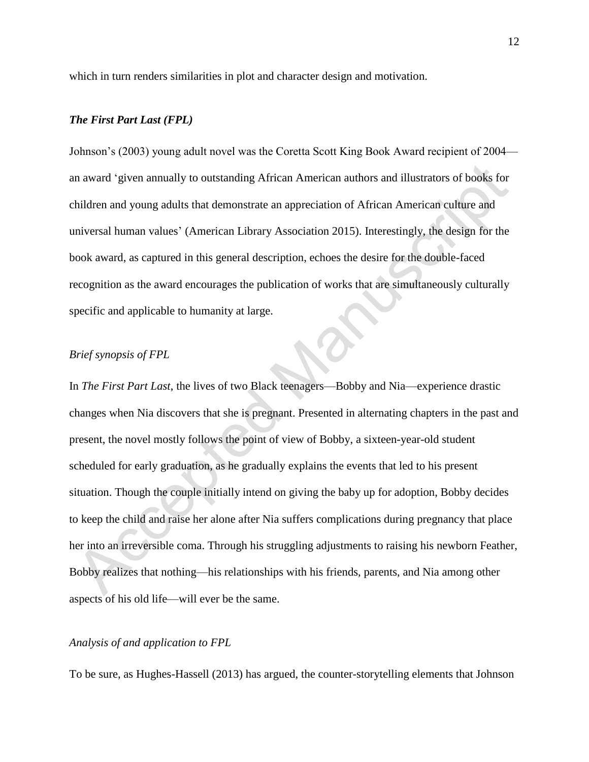which in turn renders similarities in plot and character design and motivation.

### *The First Part Last (FPL)*

Johnson's (2003) young adult novel was the Coretta Scott King Book Award recipient of 2004—an award 'given annually to outstanding African American authors and illustrators of books for children and young adults that demonstrate an appreciation of African American culture and universal human values' (American Library Association 2015). Interestingly, the design for the book award, as captured in this general description, echoes the desire for the double-faced recognition as the award encourages the publication of works that are simultaneously culturally specific and applicable to humanity at large.

#### *Brief synopsis of FPL*

In *The First Part Last*, the lives of two Black teenagers—Bobby and Nia—experience drastic changes when Nia discovers that she is pregnant. Presented in alternating chapters in the past and present, the novel mostly follows the point of view of Bobby, a sixteen-year-old student scheduled for early graduation, as he gradually explains the events that led to his present situation. Though the couple initially intend on giving the baby up for adoption, Bobby decides to keep the child and raise her alone after Nia suffers complications during pregnancy that place her into an irreversible coma. Through his struggling adjustments to raising his newborn Feather, Bobby realizes that nothing—his relationships with his friends, parents, and Nia among other aspects of his old life—will ever be the same.

#### *Analysis of and application to FPL*

To be sure, as Hughes-Hassell (2013) has argued, the counter-storytelling elements that Johnson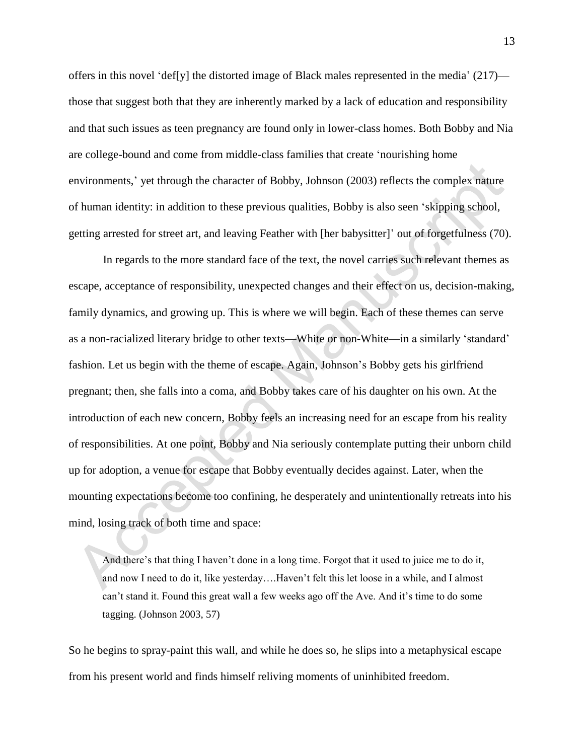offers in this novel 'def[y] the distorted image of Black males represented in the media' (217)—those that suggest both that they are inherently marked by a lack of education and responsibility and that such issues as teen pregnancy are found only in lower-class homes. Both Bobby and Nia are college-bound and come from middle-class families that create 'nourishing home environments,' yet through the character of Bobby, Johnson (2003) reflects the complex nature of human identity: in addition to these previous qualities, Bobby is also seen 'skipping school, getting arrested for street art, and leaving Feather with [her babysitter]' out of forgetfulness (70).

In regards to the more standard face of the text, the novel carries such relevant themes as escape, acceptance of responsibility, unexpected changes and their effect on us, decision-making, family dynamics, and growing up. This is where we will begin. Each of these themes can serve as a non-racialized literary bridge to other texts—White or non-White—in a similarly 'standard' fashion. Let us begin with the theme of escape. Again, Johnson's Bobby gets his girlfriend pregnant; then, she falls into a coma, and Bobby takes care of his daughter on his own. At the introduction of each new concern, Bobby feels an increasing need for an escape from his reality of responsibilities. At one point, Bobby and Nia seriously contemplate putting their unborn child up for adoption, a venue for escape that Bobby eventually decides against. Later, when the mounting expectations become too confining, he desperately and unintentionally retreats into his mind, losing track of both time and space:

> And there's that thing I haven't done in a long time. Forgot that it used to juice me to do it, and now I need to do it, like yesterday….Haven't felt this let loose in a while, and I almost can't stand it. Found this great wall a few weeks ago off the Ave. And it's time to do some tagging. (Johnson 2003, 57)

So he begins to spray-paint this wall, and while he does so, he slips into a metaphysical escape from his present world and finds himself reliving moments of uninhibited freedom.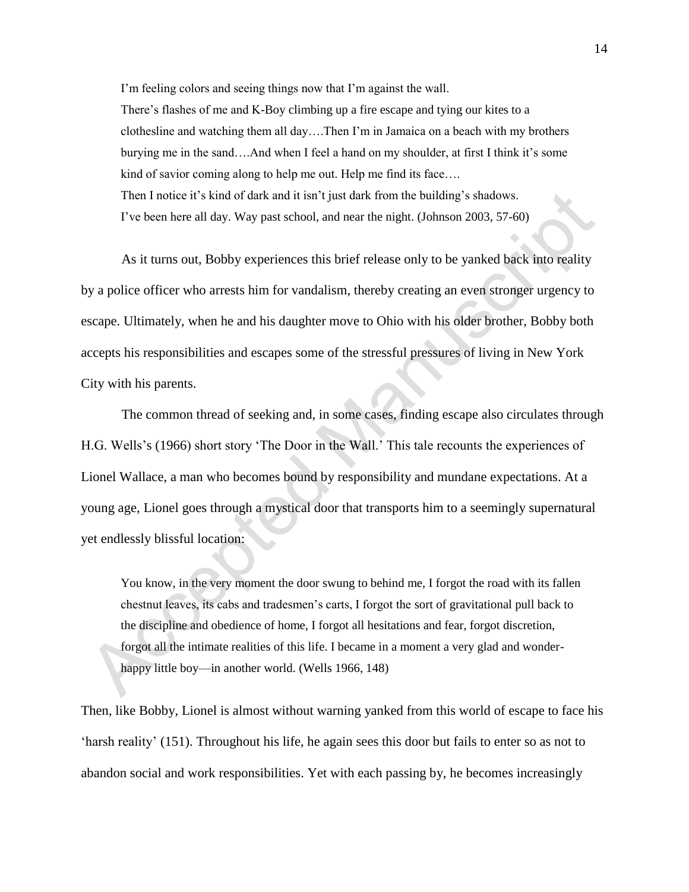> I'm feeling colors and seeing things now that I'm against the wall.
> There's flashes of me and K-Boy climbing up a fire escape and tying our kites to a clothesline and watching them all day….Then I'm in Jamaica on a beach with my brothers burying me in the sand….And when I feel a hand on my shoulder, at first I think it's some kind of savior coming along to help me out. Help me find its face….
> Then I notice it's kind of dark and it isn't just dark from the building's shadows.
> I've been here all day. Way past school, and near the night. (Johnson 2003, 57-60)

As it turns out, Bobby experiences this brief release only to be yanked back into reality by a police officer who arrests him for vandalism, thereby creating an even stronger urgency to escape. Ultimately, when he and his daughter move to Ohio with his older brother, Bobby both accepts his responsibilities and escapes some of the stressful pressures of living in New York City with his parents.

The common thread of seeking and, in some cases, finding escape also circulates through H.G. Wells's (1966) short story 'The Door in the Wall.' This tale recounts the experiences of Lionel Wallace, a man who becomes bound by responsibility and mundane expectations. At a young age, Lionel goes through a mystical door that transports him to a seemingly supernatural yet endlessly blissful location:

> You know, in the very moment the door swung to behind me, I forgot the road with its fallen chestnut leaves, its cabs and tradesmen's carts, I forgot the sort of gravitational pull back to the discipline and obedience of home, I forgot all hesitations and fear, forgot discretion, forgot all the intimate realities of this life. I became in a moment a very glad and wonder-happy little boy—in another world. (Wells 1966, 148)

Then, like Bobby, Lionel is almost without warning yanked from this world of escape to face his 'harsh reality' (151). Throughout his life, he again sees this door but fails to enter so as not to abandon social and work responsibilities. Yet with each passing by, he becomes increasingly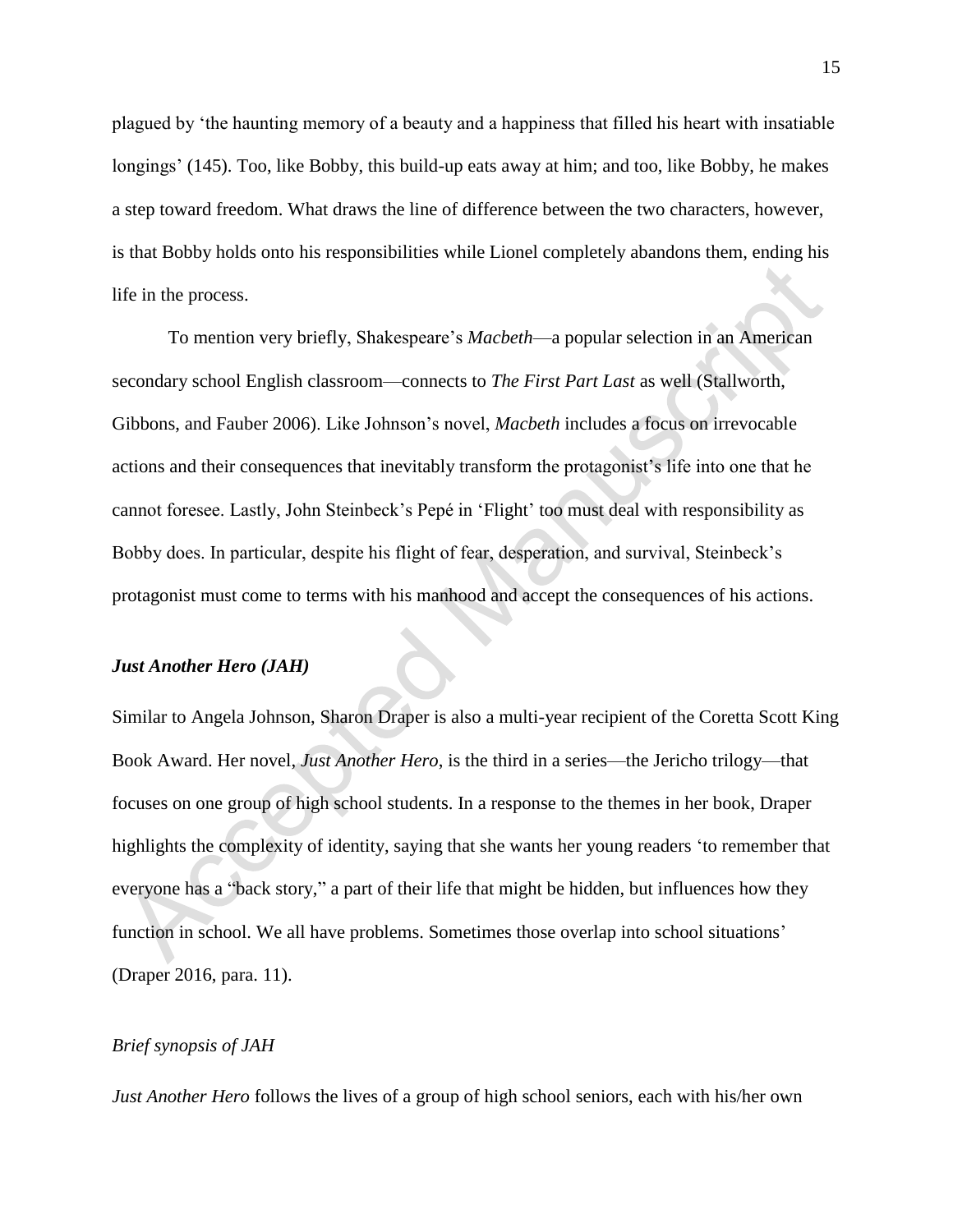plagued by 'the haunting memory of a beauty and a happiness that filled his heart with insatiable longings' (145). Too, like Bobby, this build-up eats away at him; and too, like Bobby, he makes a step toward freedom. What draws the line of difference between the two characters, however, is that Bobby holds onto his responsibilities while Lionel completely abandons them, ending his life in the process.

To mention very briefly, Shakespeare's *Macbeth*—a popular selection in an American secondary school English classroom—connects to *The First Part Last* as well (Stallworth, Gibbons, and Fauber 2006). Like Johnson's novel, *Macbeth* includes a focus on irrevocable actions and their consequences that inevitably transform the protagonist's life into one that he cannot foresee. Lastly, John Steinbeck's Pepé in 'Flight' too must deal with responsibility as Bobby does. In particular, despite his flight of fear, desperation, and survival, Steinbeck's protagonist must come to terms with his manhood and accept the consequences of his actions.

### *Just Another Hero (JAH)*

Similar to Angela Johnson, Sharon Draper is also a multi-year recipient of the Coretta Scott King Book Award. Her novel, *Just Another Hero*, is the third in a series—the Jericho trilogy—that focuses on one group of high school students. In a response to the themes in her book, Draper highlights the complexity of identity, saying that she wants her young readers 'to remember that everyone has a "back story," a part of their life that might be hidden, but influences how they function in school. We all have problems. Sometimes those overlap into school situations' (Draper 2016, para. 11).

#### *Brief synopsis of JAH*

*Just Another Hero* follows the lives of a group of high school seniors, each with his/her own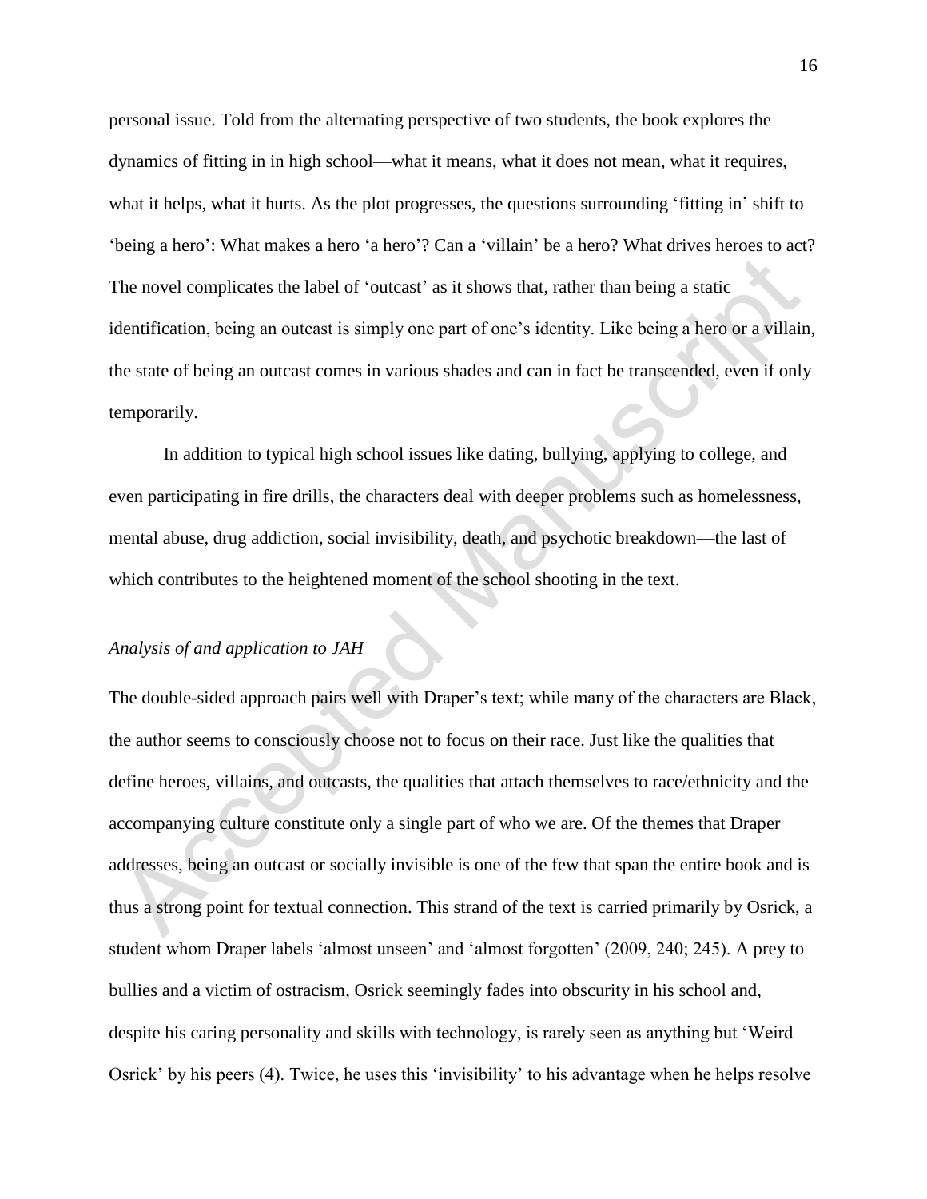personal issue. Told from the alternating perspective of two students, the book explores the dynamics of fitting in in high school—what it means, what it does not mean, what it requires, what it helps, what it hurts. As the plot progresses, the questions surrounding 'fitting in' shift to 'being a hero': What makes a hero 'a hero'? Can a 'villain' be a hero? What drives heroes to act? The novel complicates the label of 'outcast' as it shows that, rather than being a static identification, being an outcast is simply one part of one's identity. Like being a hero or a villain, the state of being an outcast comes in various shades and can in fact be transcended, even if only temporarily.

In addition to typical high school issues like dating, bullying, applying to college, and even participating in fire drills, the characters deal with deeper problems such as homelessness, mental abuse, drug addiction, social invisibility, death, and psychotic breakdown—the last of which contributes to the heightened moment of the school shooting in the text.

*Analysis of and application to JAH*

The double-sided approach pairs well with Draper's text; while many of the characters are Black, the author seems to consciously choose not to focus on their race. Just like the qualities that define heroes, villains, and outcasts, the qualities that attach themselves to race/ethnicity and the accompanying culture constitute only a single part of who we are. Of the themes that Draper addresses, being an outcast or socially invisible is one of the few that span the entire book and is thus a strong point for textual connection. This strand of the text is carried primarily by Osrick, a student whom Draper labels 'almost unseen' and 'almost forgotten' (2009, 240; 245). A prey to bullies and a victim of ostracism, Osrick seemingly fades into obscurity in his school and, despite his caring personality and skills with technology, is rarely seen as anything but 'Weird Osrick' by his peers (4). Twice, he uses this 'invisibility' to his advantage when he helps resolve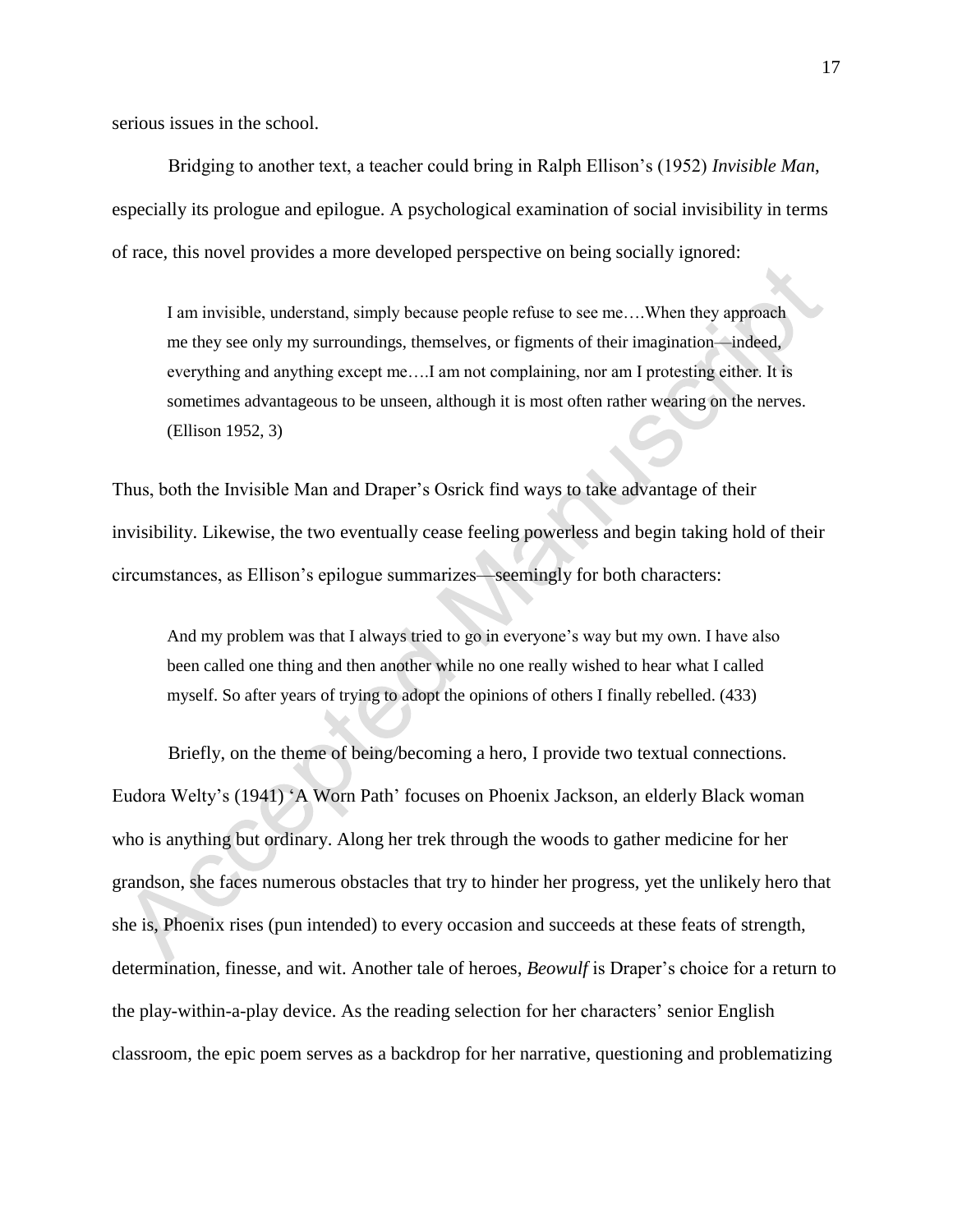serious issues in the school.

Bridging to another text, a teacher could bring in Ralph Ellison's (1952) *Invisible Man*, especially its prologue and epilogue. A psychological examination of social invisibility in terms of race, this novel provides a more developed perspective on being socially ignored:

> I am invisible, understand, simply because people refuse to see me….When they approach me they see only my surroundings, themselves, or figments of their imagination—indeed, everything and anything except me….I am not complaining, nor am I protesting either. It is sometimes advantageous to be unseen, although it is most often rather wearing on the nerves. (Ellison 1952, 3)

Thus, both the Invisible Man and Draper's Osrick find ways to take advantage of their invisibility. Likewise, the two eventually cease feeling powerless and begin taking hold of their circumstances, as Ellison's epilogue summarizes—seemingly for both characters:

> And my problem was that I always tried to go in everyone's way but my own. I have also been called one thing and then another while no one really wished to hear what I called myself. So after years of trying to adopt the opinions of others I finally rebelled. (433)

Briefly, on the theme of being/becoming a hero, I provide two textual connections. Eudora Welty's (1941) 'A Worn Path' focuses on Phoenix Jackson, an elderly Black woman who is anything but ordinary. Along her trek through the woods to gather medicine for her grandson, she faces numerous obstacles that try to hinder her progress, yet the unlikely hero that she is, Phoenix rises (pun intended) to every occasion and succeeds at these feats of strength, determination, finesse, and wit. Another tale of heroes, *Beowulf* is Draper's choice for a return to the play-within-a-play device. As the reading selection for her characters' senior English classroom, the epic poem serves as a backdrop for her narrative, questioning and problematizing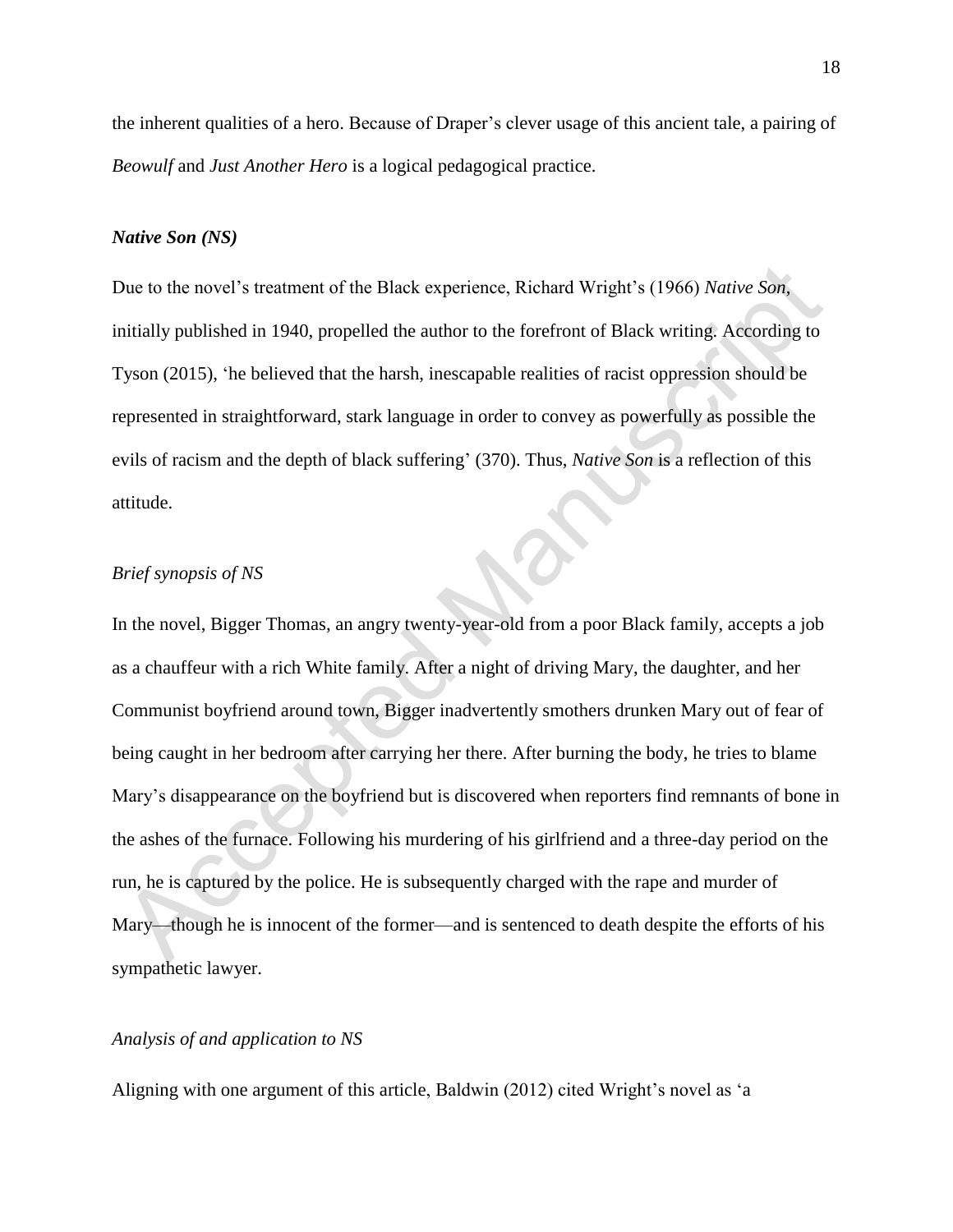the inherent qualities of a hero. Because of Draper's clever usage of this ancient tale, a pairing of *Beowulf* and *Just Another Hero* is a logical pedagogical practice.

### ***Native Son (NS)***

Due to the novel's treatment of the Black experience, Richard Wright's (1966) *Native Son*, initially published in 1940, propelled the author to the forefront of Black writing. According to Tyson (2015), 'he believed that the harsh, inescapable realities of racist oppression should be represented in straightforward, stark language in order to convey as powerfully as possible the evils of racism and the depth of black suffering' (370). Thus, *Native Son* is a reflection of this attitude.

#### *Brief synopsis of NS*

In the novel, Bigger Thomas, an angry twenty-year-old from a poor Black family, accepts a job as a chauffeur with a rich White family. After a night of driving Mary, the daughter, and her Communist boyfriend around town, Bigger inadvertently smothers drunken Mary out of fear of being caught in her bedroom after carrying her there. After burning the body, he tries to blame Mary's disappearance on the boyfriend but is discovered when reporters find remnants of bone in the ashes of the furnace. Following his murdering of his girlfriend and a three-day period on the run, he is captured by the police. He is subsequently charged with the rape and murder of Mary—though he is innocent of the former—and is sentenced to death despite the efforts of his sympathetic lawyer.

#### *Analysis of and application to NS*

Aligning with one argument of this article, Baldwin (2012) cited Wright's novel as 'a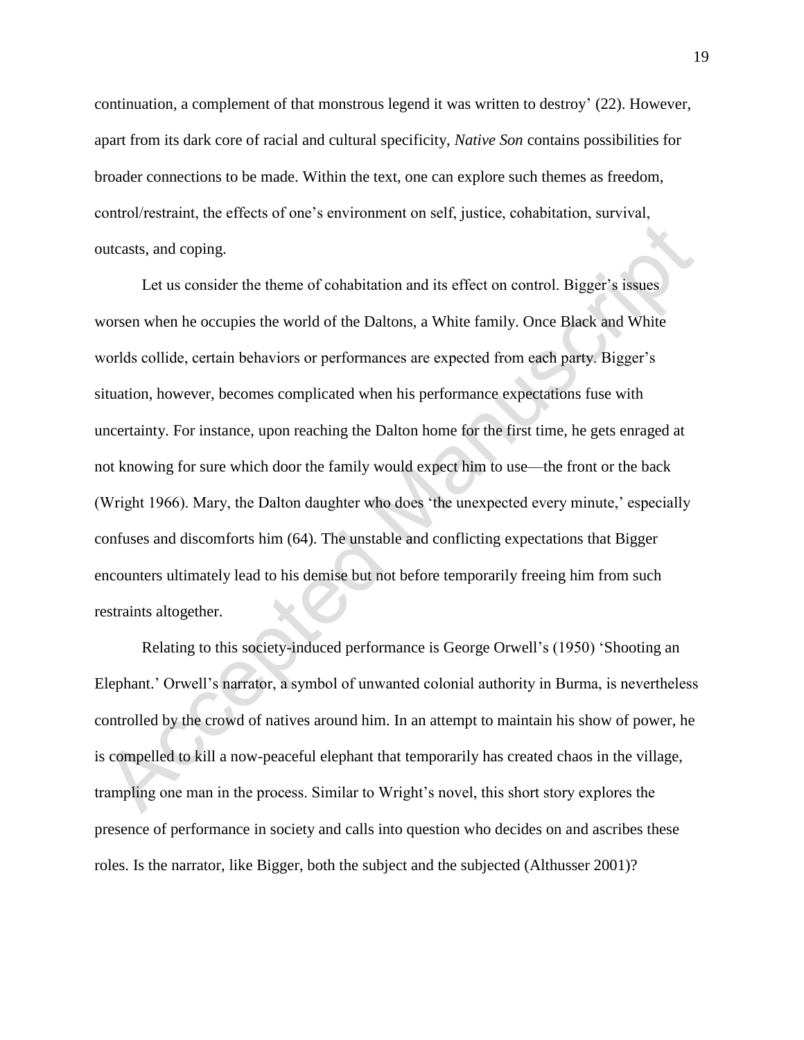continuation, a complement of that monstrous legend it was written to destroy' (22). However, apart from its dark core of racial and cultural specificity, *Native Son* contains possibilities for broader connections to be made. Within the text, one can explore such themes as freedom, control/restraint, the effects of one's environment on self, justice, cohabitation, survival, outcasts, and coping.

Let us consider the theme of cohabitation and its effect on control. Bigger's issues worsen when he occupies the world of the Daltons, a White family. Once Black and White worlds collide, certain behaviors or performances are expected from each party. Bigger's situation, however, becomes complicated when his performance expectations fuse with uncertainty. For instance, upon reaching the Dalton home for the first time, he gets enraged at not knowing for sure which door the family would expect him to use—the front or the back (Wright 1966). Mary, the Dalton daughter who does 'the unexpected every minute,' especially confuses and discomforts him (64). The unstable and conflicting expectations that Bigger encounters ultimately lead to his demise but not before temporarily freeing him from such restraints altogether.

Relating to this society-induced performance is George Orwell's (1950) 'Shooting an Elephant.' Orwell's narrator, a symbol of unwanted colonial authority in Burma, is nevertheless controlled by the crowd of natives around him. In an attempt to maintain his show of power, he is compelled to kill a now-peaceful elephant that temporarily has created chaos in the village, trampling one man in the process. Similar to Wright's novel, this short story explores the presence of performance in society and calls into question who decides on and ascribes these roles. Is the narrator, like Bigger, both the subject and the subjected (Althusser 2001)?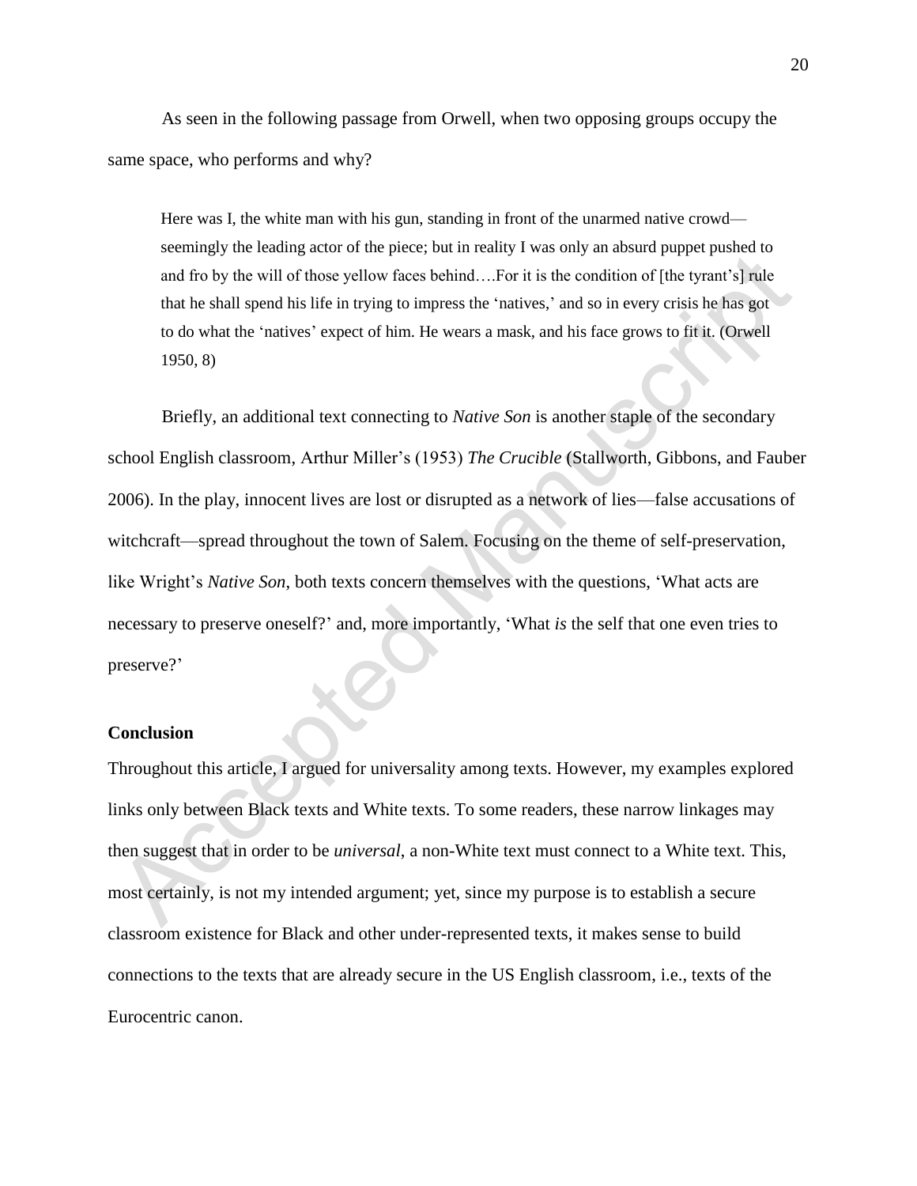As seen in the following passage from Orwell, when two opposing groups occupy the same space, who performs and why?

> Here was I, the white man with his gun, standing in front of the unarmed native crowd—seemingly the leading actor of the piece; but in reality I was only an absurd puppet pushed to and fro by the will of those yellow faces behind….For it is the condition of [the tyrant's] rule that he shall spend his life in trying to impress the 'natives,' and so in every crisis he has got to do what the 'natives' expect of him. He wears a mask, and his face grows to fit it. (Orwell 1950, 8)

Briefly, an additional text connecting to *Native Son* is another staple of the secondary school English classroom, Arthur Miller's (1953) *The Crucible* (Stallworth, Gibbons, and Fauber 2006). In the play, innocent lives are lost or disrupted as a network of lies—false accusations of witchcraft—spread throughout the town of Salem. Focusing on the theme of self-preservation, like Wright's *Native Son*, both texts concern themselves with the questions, 'What acts are necessary to preserve oneself?' and, more importantly, 'What *is* the self that one even tries to preserve?'

**Conclusion**

Throughout this article, I argued for universality among texts. However, my examples explored links only between Black texts and White texts. To some readers, these narrow linkages may then suggest that in order to be *universal*, a non-White text must connect to a White text. This, most certainly, is not my intended argument; yet, since my purpose is to establish a secure classroom existence for Black and other under-represented texts, it makes sense to build connections to the texts that are already secure in the US English classroom, i.e., texts of the Eurocentric canon.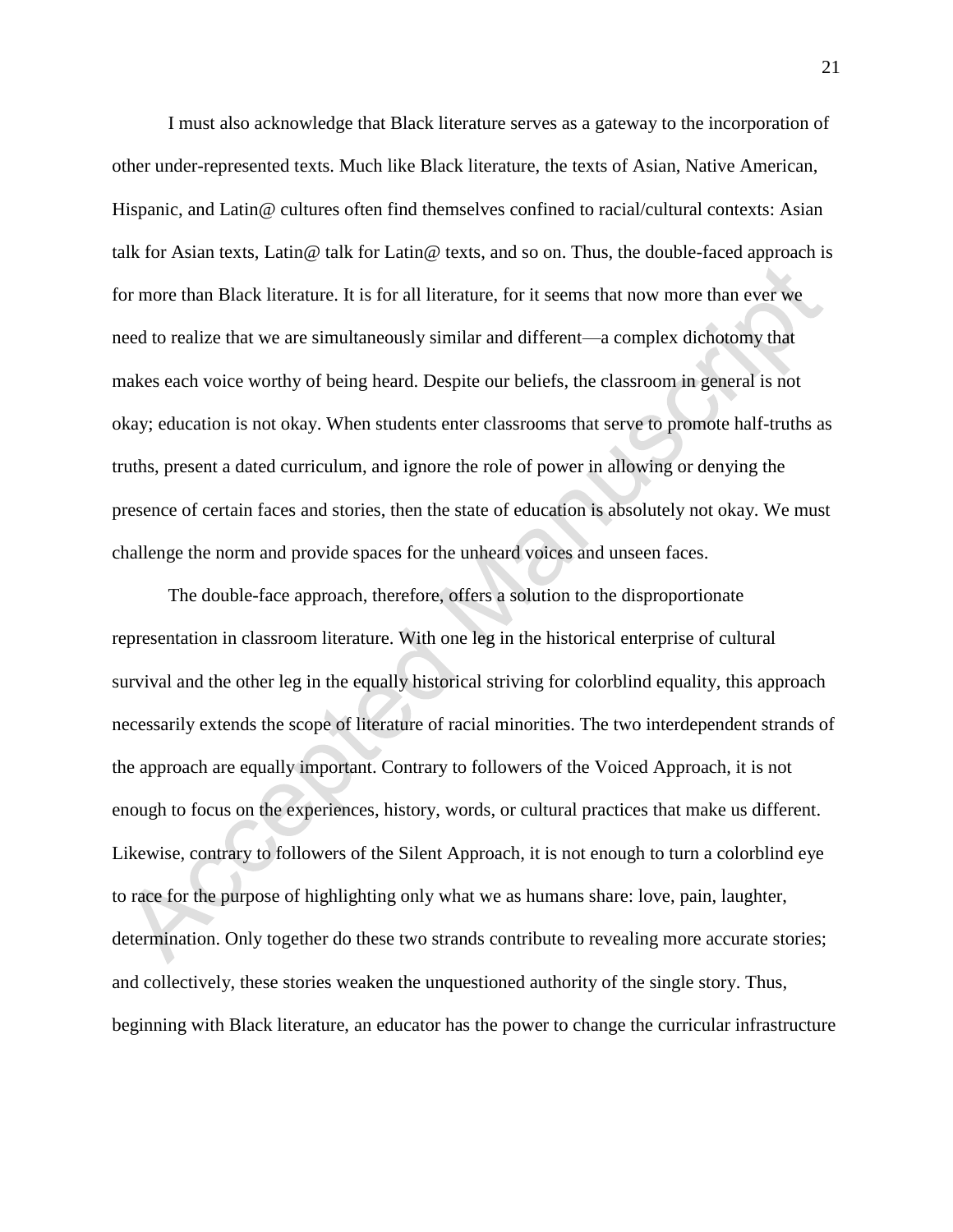I must also acknowledge that Black literature serves as a gateway to the incorporation of other under-represented texts. Much like Black literature, the texts of Asian, Native American, Hispanic, and Latin@ cultures often find themselves confined to racial/cultural contexts: Asian talk for Asian texts, Latin@ talk for Latin@ texts, and so on. Thus, the double-faced approach is for more than Black literature. It is for all literature, for it seems that now more than ever we need to realize that we are simultaneously similar and different—a complex dichotomy that makes each voice worthy of being heard. Despite our beliefs, the classroom in general is not okay; education is not okay. When students enter classrooms that serve to promote half-truths as truths, present a dated curriculum, and ignore the role of power in allowing or denying the presence of certain faces and stories, then the state of education is absolutely not okay. We must challenge the norm and provide spaces for the unheard voices and unseen faces.

The double-face approach, therefore, offers a solution to the disproportionate representation in classroom literature. With one leg in the historical enterprise of cultural survival and the other leg in the equally historical striving for colorblind equality, this approach necessarily extends the scope of literature of racial minorities. The two interdependent strands of the approach are equally important. Contrary to followers of the Voiced Approach, it is not enough to focus on the experiences, history, words, or cultural practices that make us different. Likewise, contrary to followers of the Silent Approach, it is not enough to turn a colorblind eye to race for the purpose of highlighting only what we as humans share: love, pain, laughter, determination. Only together do these two strands contribute to revealing more accurate stories; and collectively, these stories weaken the unquestioned authority of the single story. Thus, beginning with Black literature, an educator has the power to change the curricular infrastructure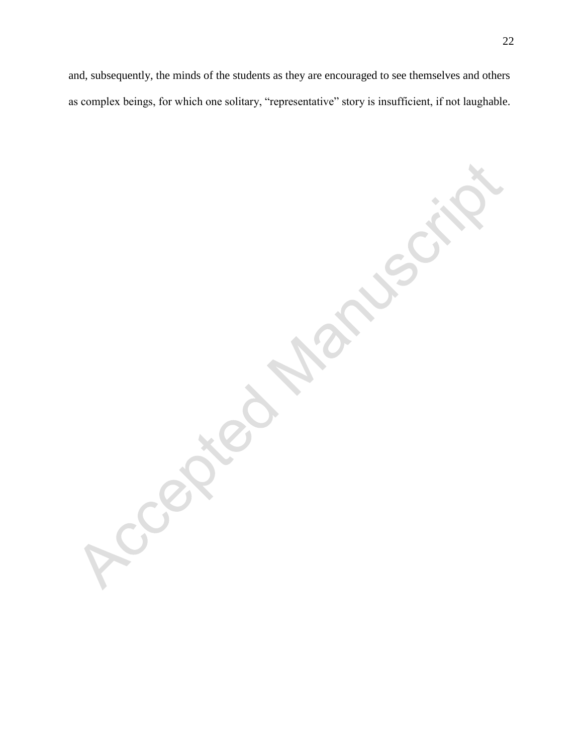and, subsequently, the minds of the students as they are encouraged to see themselves and others as complex beings, for which one solitary, "representative" story is insufficient, if not laughable.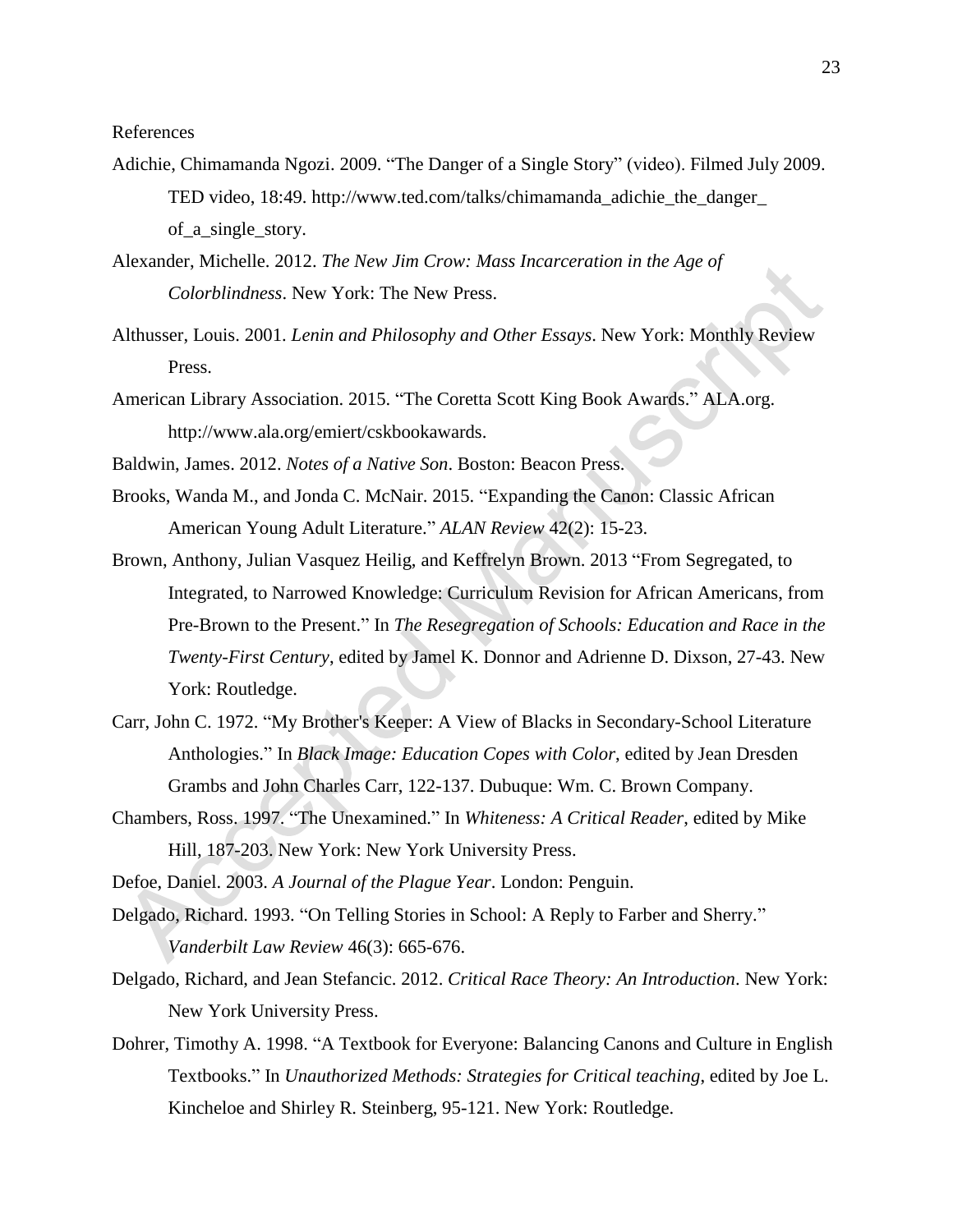References

Adichie, Chimamanda Ngozi. 2009. "The Danger of a Single Story" (video). Filmed July 2009. TED video, 18:49. http://www.ted.com/talks/chimamanda_adichie_the_danger_of_a_single_story.

Alexander, Michelle. 2012. *The New Jim Crow: Mass Incarceration in the Age of Colorblindness*. New York: The New Press.

Althusser, Louis. 2001. *Lenin and Philosophy and Other Essays*. New York: Monthly Review Press.

American Library Association. 2015. "The Coretta Scott King Book Awards." ALA.org. http://www.ala.org/emiert/cskbookawards.

Baldwin, James. 2012. *Notes of a Native Son*. Boston: Beacon Press.

Brooks, Wanda M., and Jonda C. McNair. 2015. "Expanding the Canon: Classic African American Young Adult Literature." *ALAN Review* 42(2): 15-23.

Brown, Anthony, Julian Vasquez Heilig, and Keffrelyn Brown. 2013 "From Segregated, to Integrated, to Narrowed Knowledge: Curriculum Revision for African Americans, from Pre-Brown to the Present." In *The Resegregation of Schools: Education and Race in the Twenty-First Century*, edited by Jamel K. Donnor and Adrienne D. Dixson, 27-43. New York: Routledge.

Carr, John C. 1972. "My Brother's Keeper: A View of Blacks in Secondary-School Literature Anthologies." In *Black Image: Education Copes with Color*, edited by Jean Dresden Grambs and John Charles Carr, 122-137. Dubuque: Wm. C. Brown Company.

Chambers, Ross. 1997. "The Unexamined." In *Whiteness: A Critical Reader*, edited by Mike Hill, 187-203. New York: New York University Press.

Defoe, Daniel. 2003. *A Journal of the Plague Year*. London: Penguin.

Delgado, Richard. 1993. "On Telling Stories in School: A Reply to Farber and Sherry." *Vanderbilt Law Review* 46(3): 665-676.

Delgado, Richard, and Jean Stefancic. 2012. *Critical Race Theory: An Introduction*. New York: New York University Press.

Dohrer, Timothy A. 1998. "A Textbook for Everyone: Balancing Canons and Culture in English Textbooks." In *Unauthorized Methods: Strategies for Critical teaching*, edited by Joe L. Kincheloe and Shirley R. Steinberg, 95-121. New York: Routledge.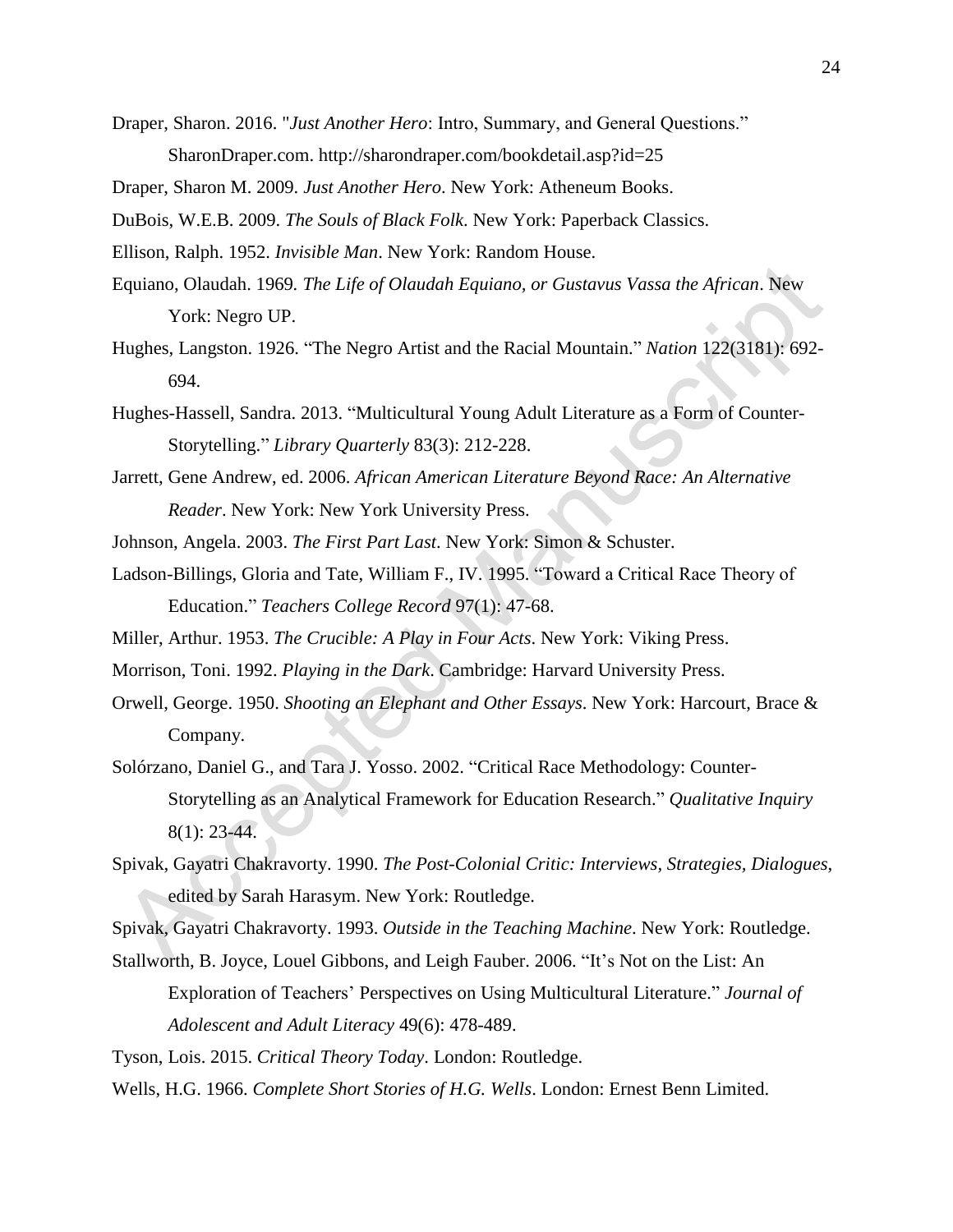Draper, Sharon. 2016. "*Just Another Hero*: Intro, Summary, and General Questions." SharonDraper.com. http://sharondraper.com/bookdetail.asp?id=25

Draper, Sharon M. 2009. *Just Another Hero*. New York: Atheneum Books.

DuBois, W.E.B. 2009. *The Souls of Black Folk*. New York: Paperback Classics.

Ellison, Ralph. 1952. *Invisible Man*. New York: Random House.

Equiano, Olaudah. 1969. *The Life of Olaudah Equiano, or Gustavus Vassa the African*. New York: Negro UP.

Hughes, Langston. 1926. "The Negro Artist and the Racial Mountain." *Nation* 122(3181): 692-694.

Hughes-Hassell, Sandra. 2013. "Multicultural Young Adult Literature as a Form of Counter-Storytelling." *Library Quarterly* 83(3): 212-228.

Jarrett, Gene Andrew, ed. 2006. *African American Literature Beyond Race: An Alternative Reader*. New York: New York University Press.

Johnson, Angela. 2003. *The First Part Last*. New York: Simon & Schuster.

Ladson-Billings, Gloria and Tate, William F., IV. 1995. "Toward a Critical Race Theory of Education." *Teachers College Record* 97(1): 47-68.

Miller, Arthur. 1953. *The Crucible: A Play in Four Acts*. New York: Viking Press.

Morrison, Toni. 1992. *Playing in the Dark*. Cambridge: Harvard University Press.

Orwell, George. 1950. *Shooting an Elephant and Other Essays*. New York: Harcourt, Brace & Company.

Solórzano, Daniel G., and Tara J. Yosso. 2002. "Critical Race Methodology: Counter-Storytelling as an Analytical Framework for Education Research." *Qualitative Inquiry* 8(1): 23-44.

Spivak, Gayatri Chakravorty. 1990. *The Post-Colonial Critic: Interviews, Strategies, Dialogues*, edited by Sarah Harasym. New York: Routledge.

Spivak, Gayatri Chakravorty. 1993. *Outside in the Teaching Machine*. New York: Routledge.

Stallworth, B. Joyce, Louel Gibbons, and Leigh Fauber. 2006. "It's Not on the List: An Exploration of Teachers' Perspectives on Using Multicultural Literature." *Journal of Adolescent and Adult Literacy* 49(6): 478-489.

Tyson, Lois. 2015. *Critical Theory Today*. London: Routledge.

Wells, H.G. 1966. *Complete Short Stories of H.G. Wells*. London: Ernest Benn Limited.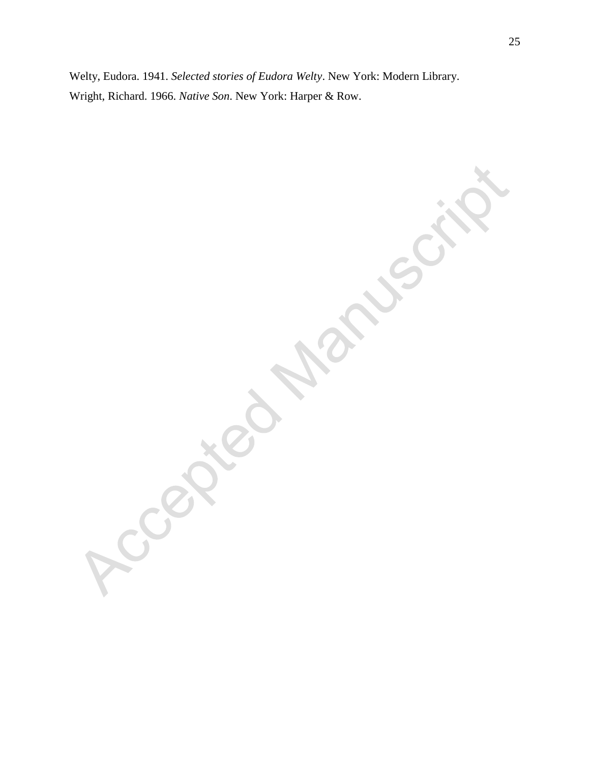Welty, Eudora. 1941. *Selected stories of Eudora Welty*. New York: Modern Library.

Wright, Richard. 1966. *Native Son*. New York: Harper & Row.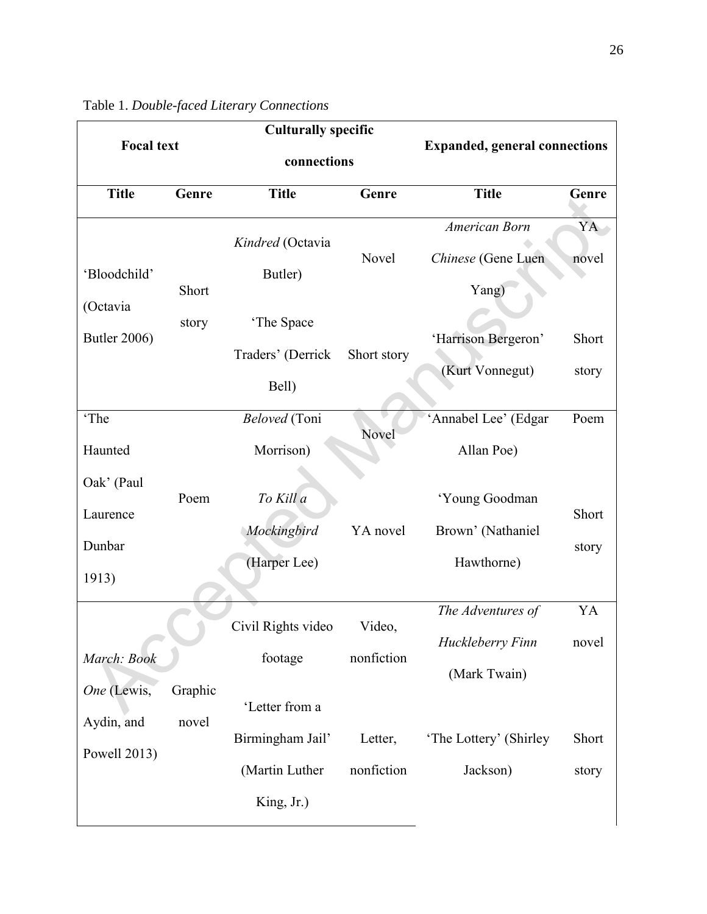Table 1. *Double-faced Literary Connections*

| Focal text | | Culturally specific connections | | Expanded, general connections | |
|---|---|---|---|---|---|
| **Title** | **Genre** | **Title** | **Genre** | **Title** | **Genre** |
| 'Bloodchild' (Octavia Butler 2006) | Short story | *Kindred* (Octavia Butler) | Novel | *American Born Chinese* (Gene Luen Yang) | YA novel |
| | | 'The Space Traders' (Derrick Bell) | Short story | 'Harrison Bergeron' (Kurt Vonnegut) | Short story |
| 'The Haunted Oak' (Paul Laurence Dunbar 1913) | Poem | *Beloved* (Toni Morrison) | Novel | 'Annabel Lee' (Edgar Allan Poe) | Poem |
| | | *To Kill a Mockingbird* (Harper Lee) | YA novel | 'Young Goodman Brown' (Nathaniel Hawthorne) | Short story |
| *March: Book One* (Lewis, Aydin, and Powell 2013) | Graphic novel | Civil Rights video footage | Video, nonfiction | *The Adventures of Huckleberry Finn* (Mark Twain) | YA novel |
| | | 'Letter from a Birmingham Jail' (Martin Luther King, Jr.) | Letter, nonfiction | 'The Lottery' (Shirley Jackson) | Short story |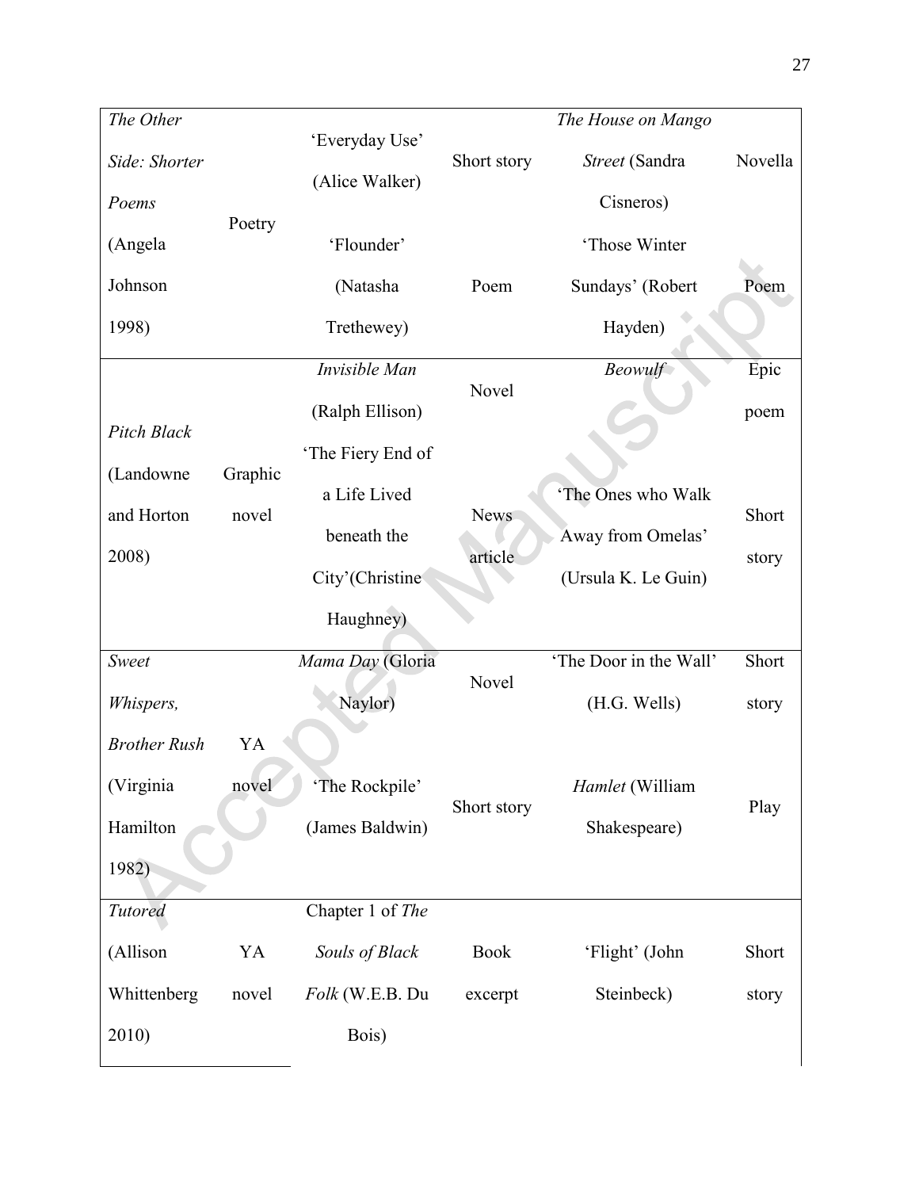| | | | | | |
|---|---|---|---|---|---|
| *The Other Side: Shorter Poems* (Angela Johnson 1998) | Poetry | 'Everyday Use' (Alice Walker) | Short story | *The House on Mango Street* (Sandra Cisneros) | Novella |
| | | 'Flounder' (Natasha Trethewey) | Poem | 'Those Winter Sundays' (Robert Hayden) | Poem |
| *Pitch Black* (Landowne and Horton 2008) | Graphic novel | *Invisible Man* (Ralph Ellison) | Novel | *Beowulf* | Epic poem |
| | | 'The Fiery End of a Life Lived beneath the City'(Christine Haughney) | News article | 'The Ones who Walk Away from Omelas' (Ursula K. Le Guin) | Short story |
| *Sweet Whispers, Brother Rush* (Virginia Hamilton 1982) | YA novel | *Mama Day* (Gloria Naylor) | Novel | 'The Door in the Wall' (H.G. Wells) | Short story |
| | | 'The Rockpile' (James Baldwin) | Short story | *Hamlet* (William Shakespeare) | Play |
| *Tutored* (Allison Whittenberg 2010) | YA novel | Chapter 1 of *The Souls of Black Folk* (W.E.B. Du Bois) | Book excerpt | 'Flight' (John Steinbeck) | Short story |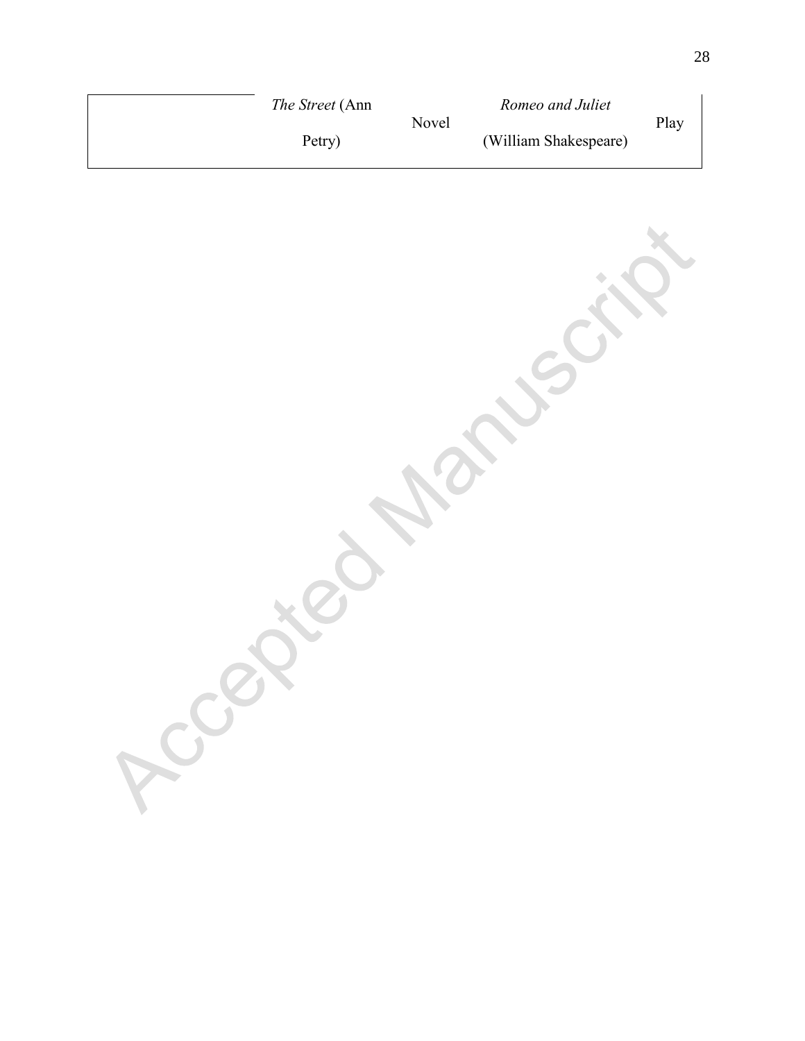| | | | | |
|---|---|---|---|---|
| | *The Street* (Ann Petry) | Novel | *Romeo and Juliet* (William Shakespeare) | Play |